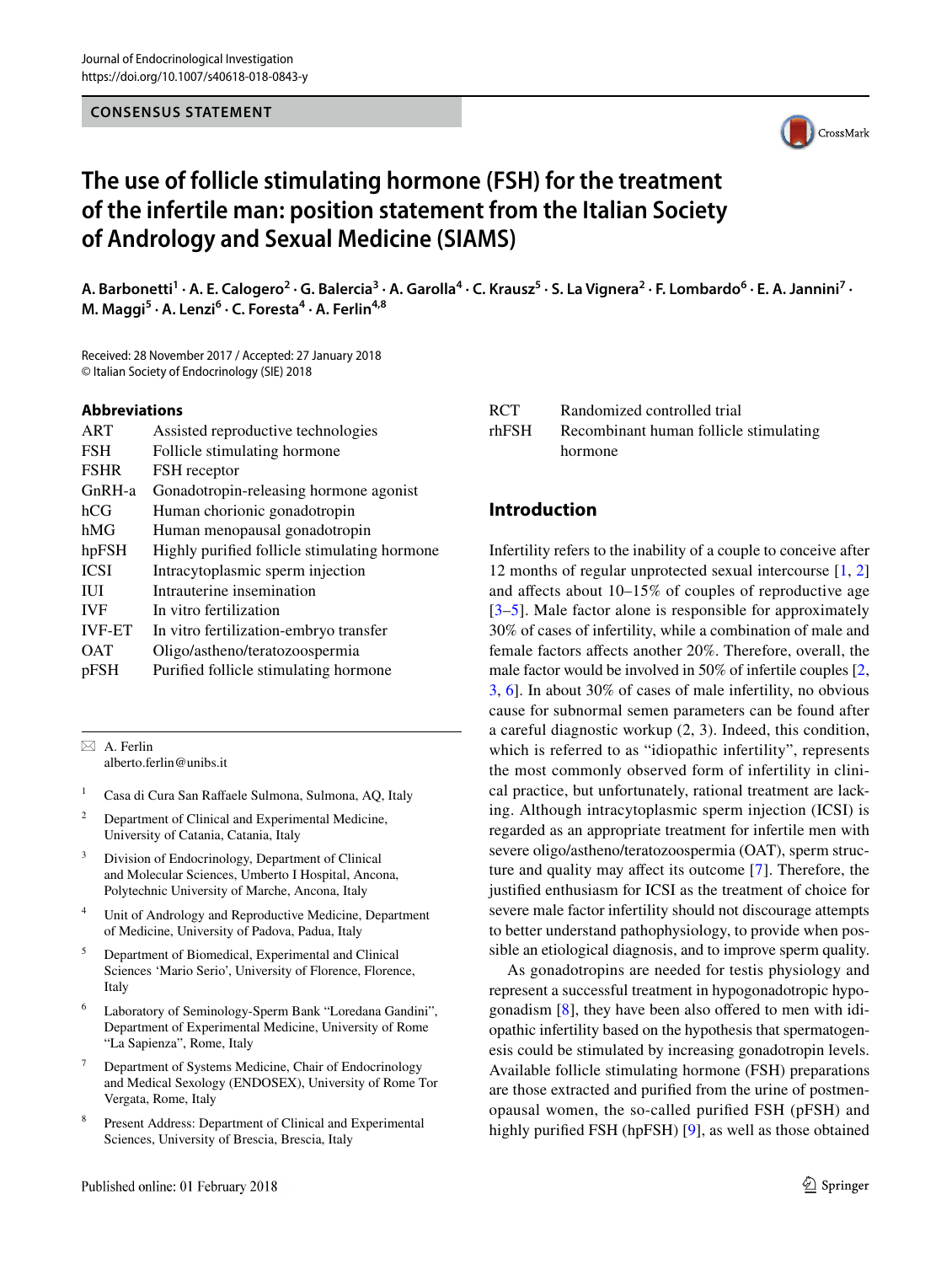Journal of Endocrinological Investigation
https://doi.org/10.1007/s40618-018-0843-y

**CONSENSUS STATEMENT**

# The use of follicle stimulating hormone (FSH) for the treatment of the infertile man: position statement from the Italian Society of Andrology and Sexual Medicine (SIAMS)

**A. Barbonetti[1] · A. E. Calogero[2] · G. Balercia[3] · A. Garolla[4] · C. Krausz[5] · S. La Vignera[2] · F. Lombardo[6] · E. A. Jannini[7] · M. Maggi[5] · A. Lenzi[6] · C. Foresta[4] · A. Ferlin[4,8]**

Received: 28 November 2017 / Accepted: 27 January 2018
© Italian Society of Endocrinology (SIE) 2018

### Abbreviations

| | |
|---|---|
| ART | Assisted reproductive technologies |
| FSH | Follicle stimulating hormone |
| FSHR | FSH receptor |
| GnRH-a | Gonadotropin-releasing hormone agonist |
| hCG | Human chorionic gonadotropin |
| hMG | Human menopausal gonadotropin |
| hpFSH | Highly purified follicle stimulating hormone |
| ICSI | Intracytoplasmic sperm injection |
| IUI | Intrauterine insemination |
| IVF | In vitro fertilization |
| IVF-ET | In vitro fertilization-embryo transfer |
| OAT | Oligo/astheno/teratozoospermia |
| pFSH | Purified follicle stimulating hormone |
| RCT | Randomized controlled trial |
| rhFSH | Recombinant human follicle stimulating hormone |

## Introduction

Infertility refers to the inability of a couple to conceive after 12 months of regular unprotected sexual intercourse [1, 2] and affects about 10–15% of couples of reproductive age [3–5]. Male factor alone is responsible for approximately 30% of cases of infertility, while a combination of male and female factors affects another 20%. Therefore, overall, the male factor would be involved in 50% of infertile couples [2, 3, 6]. In about 30% of cases of male infertility, no obvious cause for subnormal semen parameters can be found after a careful diagnostic workup (2, 3). Indeed, this condition, which is referred to as "idiopathic infertility", represents the most commonly observed form of infertility in clinical practice, but unfortunately, rational treatment are lacking. Although intracytoplasmic sperm injection (ICSI) is regarded as an appropriate treatment for infertile men with severe oligo/astheno/teratozoospermia (OAT), sperm structure and quality may affect its outcome [7]. Therefore, the justified enthusiasm for ICSI as the treatment of choice for severe male factor infertility should not discourage attempts to better understand pathophysiology, to provide when possible an etiological diagnosis, and to improve sperm quality.

As gonadotropins are needed for testis physiology and represent a successful treatment in hypogonadotropic hypogonadism [8], they have been also offered to men with idiopathic infertility based on the hypothesis that spermatogenesis could be stimulated by increasing gonadotropin levels. Available follicle stimulating hormone (FSH) preparations are those extracted and purified from the urine of postmenopausal women, the so-called purified FSH (pFSH) and highly purified FSH (hpFSH) [9], as well as those obtained

---

✉ A. Ferlin
alberto.ferlin@unibs.it

1 Casa di Cura San Raffaele Sulmona, Sulmona, AQ, Italy

2 Department of Clinical and Experimental Medicine, University of Catania, Catania, Italy

3 Division of Endocrinology, Department of Clinical and Molecular Sciences, Umberto I Hospital, Ancona, Polytechnic University of Marche, Ancona, Italy

4 Unit of Andrology and Reproductive Medicine, Department of Medicine, University of Padova, Padua, Italy

5 Department of Biomedical, Experimental and Clinical Sciences 'Mario Serio', University of Florence, Florence, Italy

6 Laboratory of Seminology-Sperm Bank "Loredana Gandini", Department of Experimental Medicine, University of Rome "La Sapienza", Rome, Italy

7 Department of Systems Medicine, Chair of Endocrinology and Medical Sexology (ENDOSEX), University of Rome Tor Vergata, Rome, Italy

8 Present Address: Department of Clinical and Experimental Sciences, University of Brescia, Brescia, Italy

Published online: 01 February 2018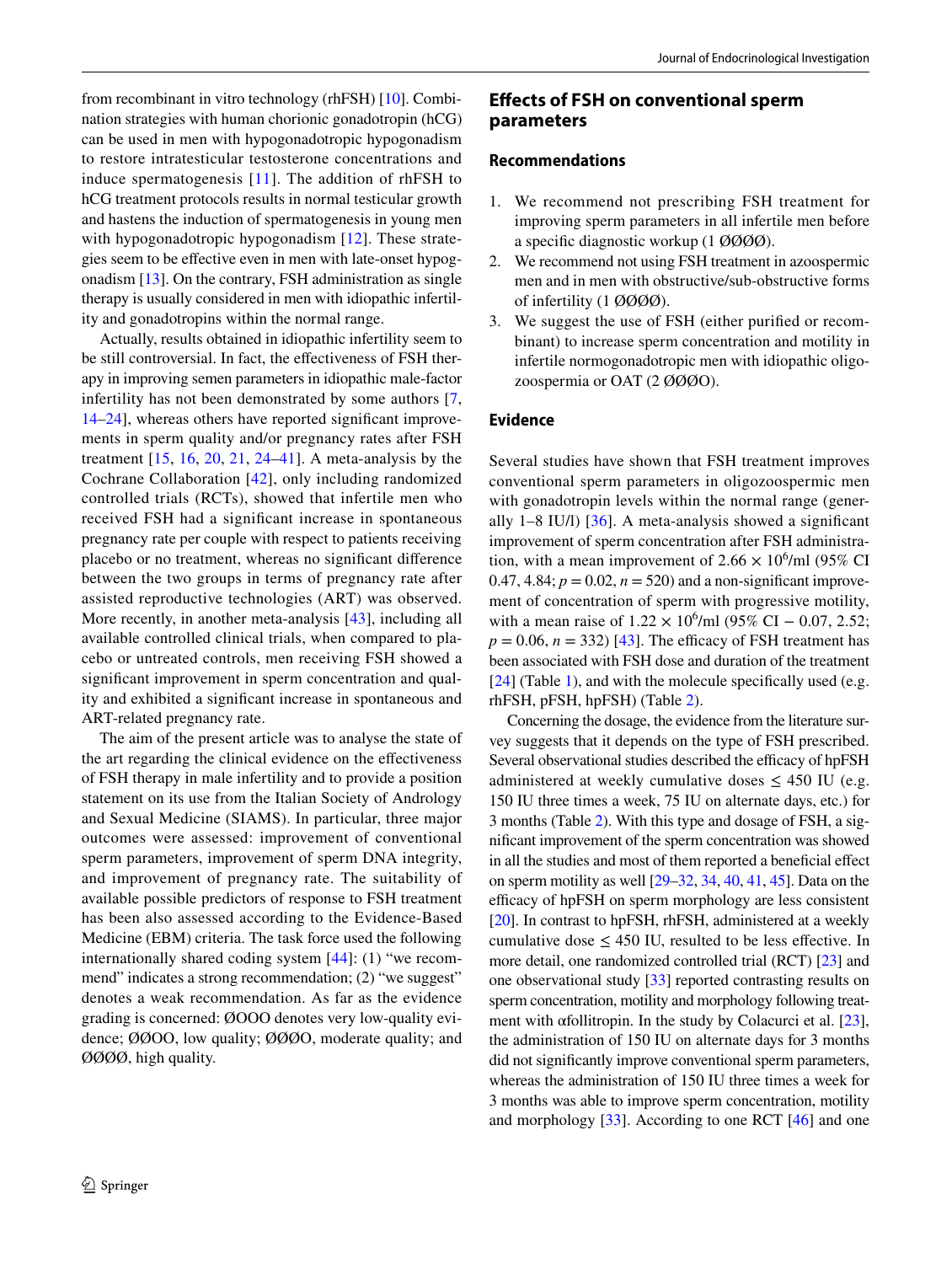from recombinant in vitro technology (rhFSH) [10]. Combination strategies with human chorionic gonadotropin (hCG) can be used in men with hypogonadotropic hypogonadism to restore intratesticular testosterone concentrations and induce spermatogenesis [11]. The addition of rhFSH to hCG treatment protocols results in normal testicular growth and hastens the induction of spermatogenesis in young men with hypogonadotropic hypogonadism [12]. These strategies seem to be effective even in men with late-onset hypogonadism [13]. On the contrary, FSH administration as single therapy is usually considered in men with idiopathic infertility and gonadotropins within the normal range.

Actually, results obtained in idiopathic infertility seem to be still controversial. In fact, the effectiveness of FSH therapy in improving semen parameters in idiopathic male-factor infertility has not been demonstrated by some authors [7, 14–24], whereas others have reported significant improvements in sperm quality and/or pregnancy rates after FSH treatment [15, 16, 20, 21, 24–41]. A meta-analysis by the Cochrane Collaboration [42], only including randomized controlled trials (RCTs), showed that infertile men who received FSH had a significant increase in spontaneous pregnancy rate per couple with respect to patients receiving placebo or no treatment, whereas no significant difference between the two groups in terms of pregnancy rate after assisted reproductive technologies (ART) was observed. More recently, in another meta-analysis [43], including all available controlled clinical trials, when compared to placebo or untreated controls, men receiving FSH showed a significant improvement in sperm concentration and quality and exhibited a significant increase in spontaneous and ART-related pregnancy rate.

The aim of the present article was to analyse the state of the art regarding the clinical evidence on the effectiveness of FSH therapy in male infertility and to provide a position statement on its use from the Italian Society of Andrology and Sexual Medicine (SIAMS). In particular, three major outcomes were assessed: improvement of conventional sperm parameters, improvement of sperm DNA integrity, and improvement of pregnancy rate. The suitability of available possible predictors of response to FSH treatment has been also assessed according to the Evidence-Based Medicine (EBM) criteria. The task force used the following internationally shared coding system [44]: (1) "we recommend" indicates a strong recommendation; (2) "we suggest" denotes a weak recommendation. As far as the evidence grading is concerned: ØOOO denotes very low-quality evidence; ØØOO, low quality; ØØØO, moderate quality; and ØØØØ, high quality.

## Effects of FSH on conventional sperm parameters

### Recommendations

1. We recommend not prescribing FSH treatment for improving sperm parameters in all infertile men before a specific diagnostic workup (1 ØØØØ).
2. We recommend not using FSH treatment in azoospermic men and in men with obstructive/sub-obstructive forms of infertility (1 ØØØØ).
3. We suggest the use of FSH (either purified or recombinant) to increase sperm concentration and motility in infertile normogonadotropic men with idiopathic oligozoospermia or OAT (2 ØØØO).

### Evidence

Several studies have shown that FSH treatment improves conventional sperm parameters in oligozoospermic men with gonadotropin levels within the normal range (generally 1–8 IU/l) [36]. A meta-analysis showed a significant improvement of sperm concentration after FSH administration, with a mean improvement of $2.66 \times 10^6$/ml (95% CI 0.47, 4.84; $p = 0.02$, $n = 520$) and a non-significant improvement of concentration of sperm with progressive motility, with a mean raise of $1.22 \times 10^6$/ml (95% CI − 0.07, 2.52; $p = 0.06$, $n = 332$) [43]. The efficacy of FSH treatment has been associated with FSH dose and duration of the treatment [24] (Table 1), and with the molecule specifically used (e.g. rhFSH, pFSH, hpFSH) (Table 2).

Concerning the dosage, the evidence from the literature survey suggests that it depends on the type of FSH prescribed. Several observational studies described the efficacy of hpFSH administered at weekly cumulative doses ≤ 450 IU (e.g. 150 IU three times a week, 75 IU on alternate days, etc.) for 3 months (Table 2). With this type and dosage of FSH, a significant improvement of the sperm concentration was showed in all the studies and most of them reported a beneficial effect on sperm motility as well [29–32, 34, 40, 41, 45]. Data on the efficacy of hpFSH on sperm morphology are less consistent [20]. In contrast to hpFSH, rhFSH, administered at a weekly cumulative dose ≤ 450 IU, resulted to be less effective. In more detail, one randomized controlled trial (RCT) [23] and one observational study [33] reported contrasting results on sperm concentration, motility and morphology following treatment with αfollitropin. In the study by Colacurci et al. [23], the administration of 150 IU on alternate days for 3 months did not significantly improve conventional sperm parameters, whereas the administration of 150 IU three times a week for 3 months was able to improve sperm concentration, motility and morphology [33]. According to one RCT [46] and one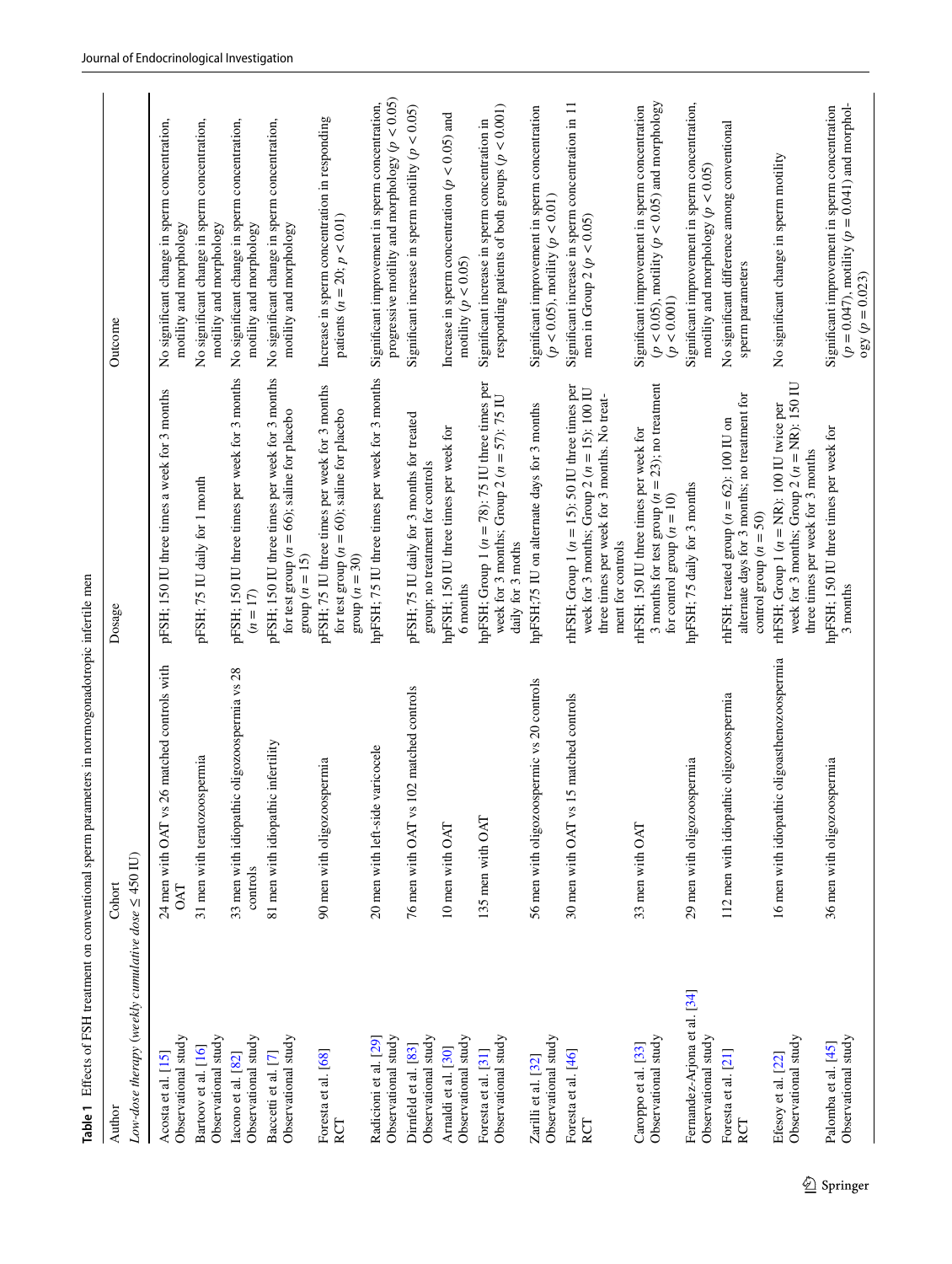**Table 1** Effects of FSH treatment on conventional sperm parameters in normogonadotropic infertile men

| Author | Cohort | Dosage | Outcome |
|---|---|---|---|
| *Low-dose therapy (weekly cumulative dose ≤ 450 IU)* | | | |
| Acosta et al. [15] Observational study | 24 men with OAT vs 26 matched controls with OAT | pFSH; 150 IU three times a week for 3 months | No significant change in sperm concentration, motility and morphology |
| Bartoov et al. [16] Observational study | 31 men with teratozoospermia | pFSH; 75 IU daily for 1 month | No significant change in sperm concentration, motility and morphology |
| Iacono et al. [82] Observational study | 33 men with idiopathic oligozoospermia vs 28 controls | pFSH; 150 IU three times per week for 3 months ($n = 17$) | No significant change in sperm concentration, motility and morphology |
| Baccetti et al. [7] Observational study | 81 men with idiopathic infertility | pFSH; 150 IU three times per week for 3 months for test group ($n = 66$); saline for placebo group ($n = 15$) | No significant change in sperm concentration, motility and morphology |
| Foresta et al. [68] RCT | 90 men with oligozoospermia | pFSH; 75 IU three times per week for 3 months for test group ($n = 60$); saline for placebo group ($n = 30$) | Increase in sperm concentration in responding patients ($n = 20$; $p < 0.01$) |
| Radicioni et al. [29] Observational study | 20 men with left-side varicocele | hpFSH; 75 IU three times per week for 3 months | Significant improvement in sperm concentration, progressive motility and morphology ($p < 0.05$) |
| Dirnfeld et al. [83] Observational study | 76 men with OAT vs 102 matched controls | pFSH; 75 IU daily for 3 months for treated group; no treatment for controls | Significant increase in sperm motility ($p < 0.05$) |
| Arnaldi et al. [30] Observational study | 10 men with OAT | hpFSH; 150 IU three times per week for 6 months | Increase in sperm concentration ($p < 0.05$) and motility ($p < 0.05$) |
| Foresta et al. [31] Observational study | 135 men with OAT | hpFSH; Group 1 ($n = 78$): 75 IU three times per week for 3 months; Group 2 ($n = 57$): 75 IU daily for 3 moths | Significant increase in sperm concentration in responding patients of both groups ($p < 0.001$) |
| Zarilli et al. [32] Observational study | 56 men with oligozoospermic vs 20 controls | hpFSH;75 IU on alternate days for 3 months | Significant improvement in sperm concentration ($p < 0.05$), motility ($p < 0.01$) |
| Foresta et al. [46] RCT | 30 men with OAT vs 15 matched controls | rhFSH; Group 1 ($n = 15$): 50 IU three times per week for 3 months; Group 2 ($n = 15$): 100 IU three times per week for 3 months. No treatment for controls | Significant increase in sperm concentration in 11 men in Group 2 ($p < 0.05$) |
| Caroppo et al. [33] Observational study | 33 men with OAT | rhFSH; 150 IU three times per week for 3 months for test group ($n = 23$); no treatment for control group ($n = 10$) | Significant improvement in sperm concentration ($p < 0.05$), motility ($p < 0.05$) and morphology ($p < 0.001$) |
| Fernandez-Arjona et al. [34] Observational study | 29 men with oligozoospermia | hpFSH; 75 daily for 3 months | Significant improvement in sperm concentration, motility and morphology ($p < 0.05$) |
| Foresta et al. [21] RCT | 112 men with idiopathic oligozoospermia | rhFSH; treated group ($n = 62$): 100 IU on alternate days for 3 months; no treatment for control group ($n = 50$) | No significant difference among conventional sperm parameters |
| Efesoy et al. [22] Observational study | 16 men with idiopathic oligoasthenozoospermia | rhFSH; Group 1 ($n =$ NR): 100 IU twice per week for 3 months; Group 2 ($n =$ NR): 150 IU three times per week for 3 months | No significant change in sperm motility |
| Palomba et al. [45] Observational study | 36 men with oligozoospermia | hpFSH; 150 IU three times per week for 3 months | Significant improvement in sperm concentration ($p = 0.047$), motility ($p = 0.041$) and morphology ($p = 0.023$) |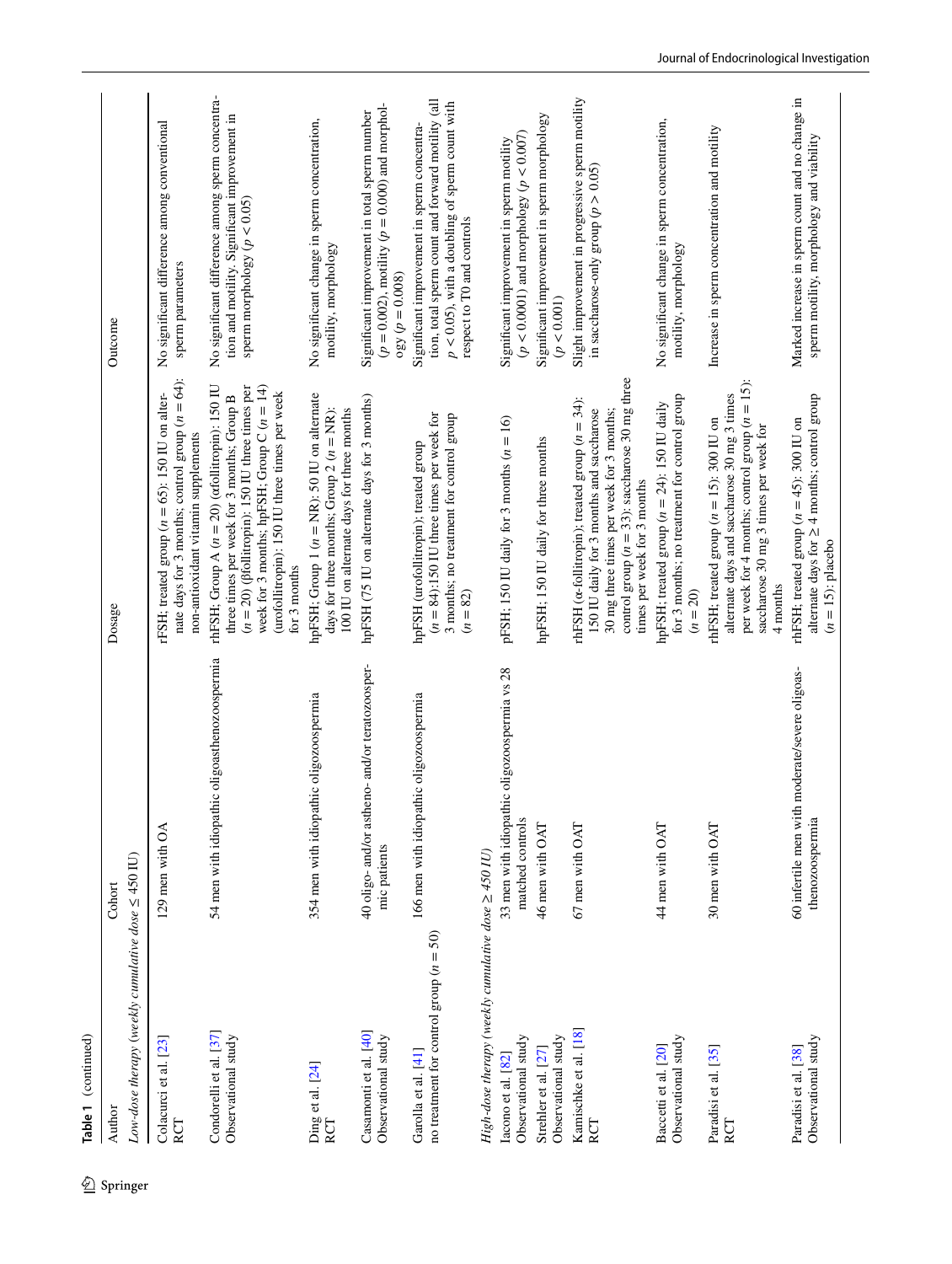**Table 1** (continued)

| Author | Cohort | Dosage | Outcome |
|---|---|---|---|
| *Low-dose therapy (weekly cumulative dose ≤ 450 IU)* | | | |
| Colacurci et al. [23] RCT | 129 men with OA | rFSH; treated group ($n = 65$): 150 IU on alternate days for 3 months; control group ($n = 64$): non-antioxidant vitamin supplements | No significant difference among conventional sperm parameters |
| Condorelli et al. [37] Observational study | 54 men with idiopathic oligoasthenozoospermia | rhFSH; Group A ($n = 20$) (αfollitropin): 150 IU three times per week for 3 months; Group B ($n = 20$) (βfollitropin): 150 IU three times per week for 3 months; hpFSH; Group C ($n = 14$) (urofollitropin): 150 IU three times per week for 3 months | No significant difference among sperm concentration and motility. Significant improvement in sperm morphology ($p < 0.05$) |
| Ding et al. [24] RCT | 354 men with idiopathic oligozoospermia | hpFSH; Group 1 ($n =$ NR): 50 IU on alternate days for three months; Group 2 ($n =$ NR): 100 IU on alternate days for three months | No significant change in sperm concentration, motility, morphology |
| Casamonti et al. [40] Observational study | 40 oligo- and/or astheno- and/or teratozoospermic patients | hpFSH (75 IU on alternate days for 3 months) | Significant improvement in total sperm number ($p = 0.002$), motility ($p = 0.000$) and morphology ($p = 0.008$) |
| Garolla et al. [41] no treatment for control group ($n = 50$) | 166 men with idiopathic oligozoospermia | hpFSH (urofollitropin); treated group ($n = 84$):150 IU three times per week for 3 months; no treatment for control group ($n = 82$) | Significant improvement in sperm concentration, total sperm count and forward motility (all $p < 0.05$), with a doubling of sperm count with respect to T0 and controls |
| *High-dose therapy (weekly cumulative dose ≥ 450 IU)* | | | |
| Iacono et al. [82] Observational study | 33 men with idiopathic oligozoospermia vs 28 matched controls | pFSH; 150 IU daily for 3 months ($n = 16$) | Significant improvement in sperm motility ($p < 0.0001$) and morphology ($p < 0.007$) |
| Strehler et al. [27] Observational study | 46 men with OAT | hpFSH; 150 IU daily for three months | Significant improvement in sperm morphology ($p < 0.001$) |
| Kamischke et al. [18] RCT | 67 men with OAT | rhFSH (α-follitropin); treated group ($n = 34$): 150 IU daily for 3 months and saccharose 30 mg three times per week for 3 months; control group ($n = 33$): saccharose 30 mg three times per week for 3 months | Slight improvement in progressive sperm motility in saccharose-only group ($p > 0.05$) |
| Baccetti et al. [20] Observational study | 44 men with OAT | hpFSH; treated group ($n = 24$): 150 IU daily for 3 months; no treatment for control group ($n = 20$) | No significant change in sperm concentration, motility, morphology |
| Paradisi et al. [35] RCT | 30 men with OAT | rhFSH; treated group ($n = 15$): 300 IU on alternate days and saccharose 30 mg 3 times per week for 4 months; control group ($n = 15$): saccharose 30 mg 3 times per week for 4 months | Increase in sperm concentration and motility |
| Paradisi et al. [38] Observational study | 60 infertile men with moderate/severe oligoasthenozoospermia | rhFSH; treated group ($n = 45$): 300 IU on alternate days for ≥ 4 months; control group ($n = 15$): placebo | Marked increase in sperm count and no change in sperm motility, morphology and viability |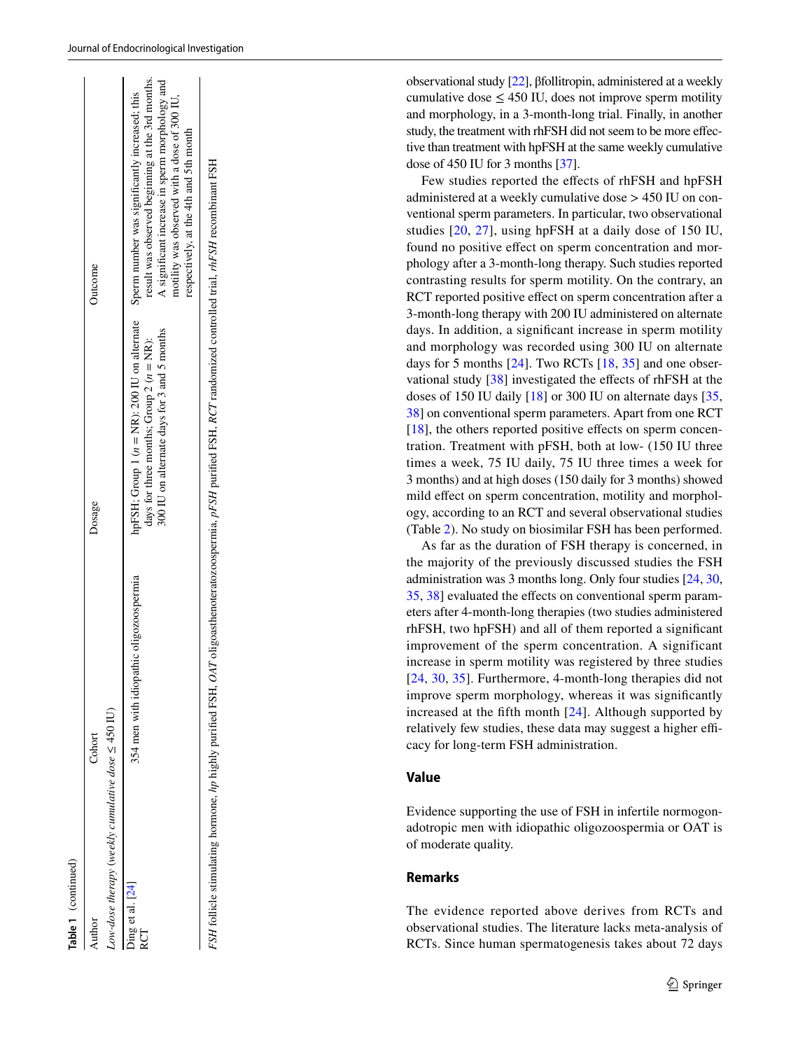**Table 1** (continued)

| Author | Cohort | Dosage | Outcome |
|---|---|---|---|
| *Low-dose therapy (weekly cumulative dose ≤ 450 IU)* | | | |
| Ding et al. [24] RCT | 354 men with idiopathic oligozoospermia | hpFSH: Group 1 ($n$ = NR): 200 IU on alternate days for three months; Group 2 ($n$ = NR): 300 IU on alternate days for 3 and 5 months | Sperm number was significantly increased: this result was observed beginning at the 3rd months. A significant increase in sperm morphology and motility was observed with a dose of 300 IU, respectively, at the 4th and 5th month |

*FSH* follicle stimulating hormone, *hp* highly purified FSH, *OAT* oligoasthenoteratozoospermia, *pFSH* purified FSH, *RCT* randomized controlled trial, *rhFSH* recombinant FSH

observational study [22], βfollitropin, administered at a weekly cumulative dose ≤ 450 IU, does not improve sperm motility and morphology, in a 3-month-long trial. Finally, in another study, the treatment with rhFSH did not seem to be more effective than treatment with hpFSH at the same weekly cumulative dose of 450 IU for 3 months [37].

Few studies reported the effects of rhFSH and hpFSH administered at a weekly cumulative dose > 450 IU on conventional sperm parameters. In particular, two observational studies [20, 27], using hpFSH at a daily dose of 150 IU, found no positive effect on sperm concentration and morphology after a 3-month-long therapy. Such studies reported contrasting results for sperm motility. On the contrary, an RCT reported positive effect on sperm concentration after a 3-month-long therapy with 200 IU administered on alternate days. In addition, a significant increase in sperm motility and morphology was recorded using 300 IU on alternate days for 5 months [24]. Two RCTs [18, 35] and one observational study [38] investigated the effects of rhFSH at the doses of 150 IU daily [18] or 300 IU on alternate days [35, 38] on conventional sperm parameters. Apart from one RCT [18], the others reported positive effects on sperm concentration. Treatment with pFSH, both at low- (150 IU three times a week, 75 IU daily, 75 IU three times a week for 3 months) and at high doses (150 daily for 3 months) showed mild effect on sperm concentration, motility and morphology, according to an RCT and several observational studies (Table 2). No study on biosimilar FSH has been performed.

As far as the duration of FSH therapy is concerned, in the majority of the previously discussed studies the FSH administration was 3 months long. Only four studies [24, 30, 35, 38] evaluated the effects on conventional sperm parameters after 4-month-long therapies (two studies administered rhFSH, two hpFSH) and all of them reported a significant improvement of the sperm concentration. A significant increase in sperm motility was registered by three studies [24, 30, 35]. Furthermore, 4-month-long therapies did not improve sperm morphology, whereas it was significantly increased at the fifth month [24]. Although supported by relatively few studies, these data may suggest a higher efficacy for long-term FSH administration.

## Value

Evidence supporting the use of FSH in infertile normogonadotropic men with idiopathic oligozoospermia or OAT is of moderate quality.

## Remarks

The evidence reported above derives from RCTs and observational studies. The literature lacks meta-analysis of RCTs. Since human spermatogenesis takes about 72 days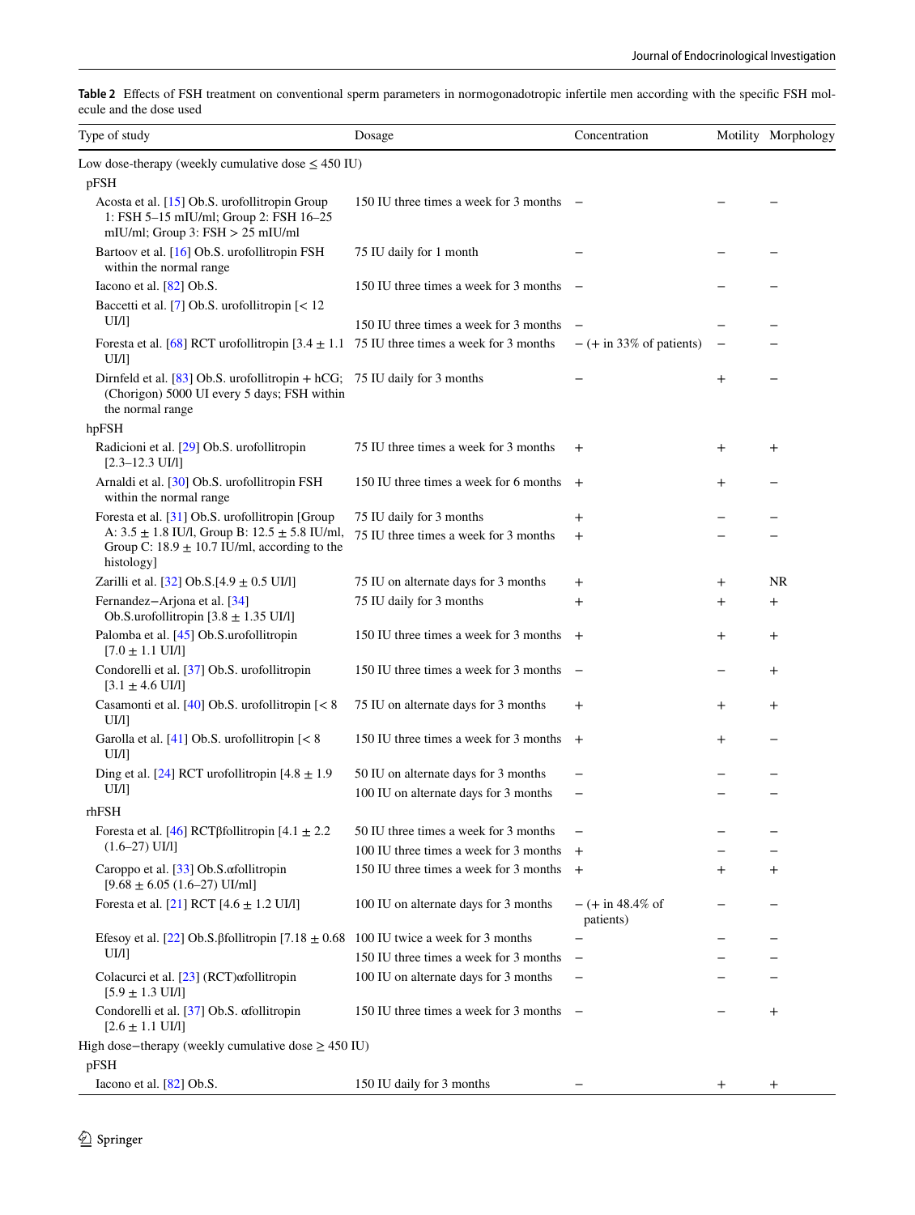**Table 2** Effects of FSH treatment on conventional sperm parameters in normogonadotropic infertile men according with the specific FSH molecule and the dose used

| Type of study | Dosage | Concentration | Motility | Morphology |
|---|---|---|---|---|
| Low dose-therapy (weekly cumulative dose ≤ 450 IU) | | | | |
| pFSH | | | | |
| Acosta et al. [15] Ob.S. urofollitropin Group 1: FSH 5–15 mIU/ml; Group 2: FSH 16–25 mIU/ml; Group 3: FSH > 25 mIU/ml | 150 IU three times a week for 3 months | – | – | – |
| Bartoov et al. [16] Ob.S. urofollitropin FSH within the normal range | 75 IU daily for 1 month | – | – | – |
| Iacono et al. [82] Ob.S. | 150 IU three times a week for 3 months | – | – | – |
| Baccetti et al. [7] Ob.S. urofollitropin [< 12 UI/l] | 150 IU three times a week for 3 months | – | – | – |
| Foresta et al. [68] RCT urofollitropin [3.4 ± 1.1 UI/l] | 75 IU three times a week for 3 months | – (+ in 33% of patients) | – | – |
| Dirnfeld et al. [83] Ob.S. urofollitropin + hCG; (Chorigon) 5000 UI every 5 days; FSH within the normal range | 75 IU daily for 3 months | – | + | – |
| hpFSH | | | | |
| Radicioni et al. [29] Ob.S. urofollitropin [2.3–12.3 UI/l] | 75 IU three times a week for 3 months | + | + | + |
| Arnaldi et al. [30] Ob.S. urofollitropin FSH within the normal range | 150 IU three times a week for 6 months | + | + | – |
| Foresta et al. [31] Ob.S. urofollitropin [Group A: 3.5 ± 1.8 IU/l, Group B: 12.5 ± 5.8 IU/ml, Group C: 18.9 ± 10.7 IU/ml, according to the histology] | 75 IU daily for 3 months | + | – | – |
| | 75 IU three times a week for 3 months | + | – | – |
| Zarilli et al. [32] Ob.S.[4.9 ± 0.5 UI/l] | 75 IU on alternate days for 3 months | + | + | NR |
| Fernandez−Arjona et al. [34] Ob.S.urofollitropin [3.8 ± 1.35 UI/l] | 75 IU daily for 3 months | + | + | + |
| Palomba et al. [45] Ob.S.urofollitropin [7.0 ± 1.1 UI/l] | 150 IU three times a week for 3 months | + | + | + |
| Condorelli et al. [37] Ob.S. urofollitropin [3.1 ± 4.6 UI/l] | 150 IU three times a week for 3 months | – | – | + |
| Casamonti et al. [40] Ob.S. urofollitropin [< 8 UI/l] | 75 IU on alternate days for 3 months | + | + | + |
| Garolla et al. [41] Ob.S. urofollitropin [< 8 UI/l] | 150 IU three times a week for 3 months | + | + | – |
| Ding et al. [24] RCT urofollitropin [4.8 ± 1.9 UI/l] | 50 IU on alternate days for 3 months | – | – | – |
| | 100 IU on alternate days for 3 months | – | – | – |
| rhFSH | | | | |
| Foresta et al. [46] RCTβfollitropin [4.1 ± 2.2 (1.6–27) UI/l] | 50 IU three times a week for 3 months | – | – | – |
| | 100 IU three times a week for 3 months | + | – | – |
| Caroppo et al. [33] Ob.S.αfollitropin [9.68 ± 6.05 (1.6–27) UI/ml] | 150 IU three times a week for 3 months | + | + | + |
| Foresta et al. [21] RCT [4.6 ± 1.2 UI/l] | 100 IU on alternate days for 3 months | – (+ in 48.4% of patients) | – | – |
| Efesoy et al. [22] Ob.S.βfollitropin [7.18 ± 0.68 UI/l] | 100 IU twice a week for 3 months | – | – | – |
| | 150 IU three times a week for 3 months | – | – | – |
| Colacurci et al. [23] (RCT)αfollitropin [5.9 ± 1.3 UI/l] | 100 IU on alternate days for 3 months | – | – | – |
| Condorelli et al. [37] Ob.S. αfollitropin [2.6 ± 1.1 UI/l] | 150 IU three times a week for 3 months | – | – | + |
| High dose−therapy (weekly cumulative dose ≥ 450 IU) | | | | |
| pFSH | | | | |
| Iacono et al. [82] Ob.S. | 150 IU daily for 3 months | – | + | + |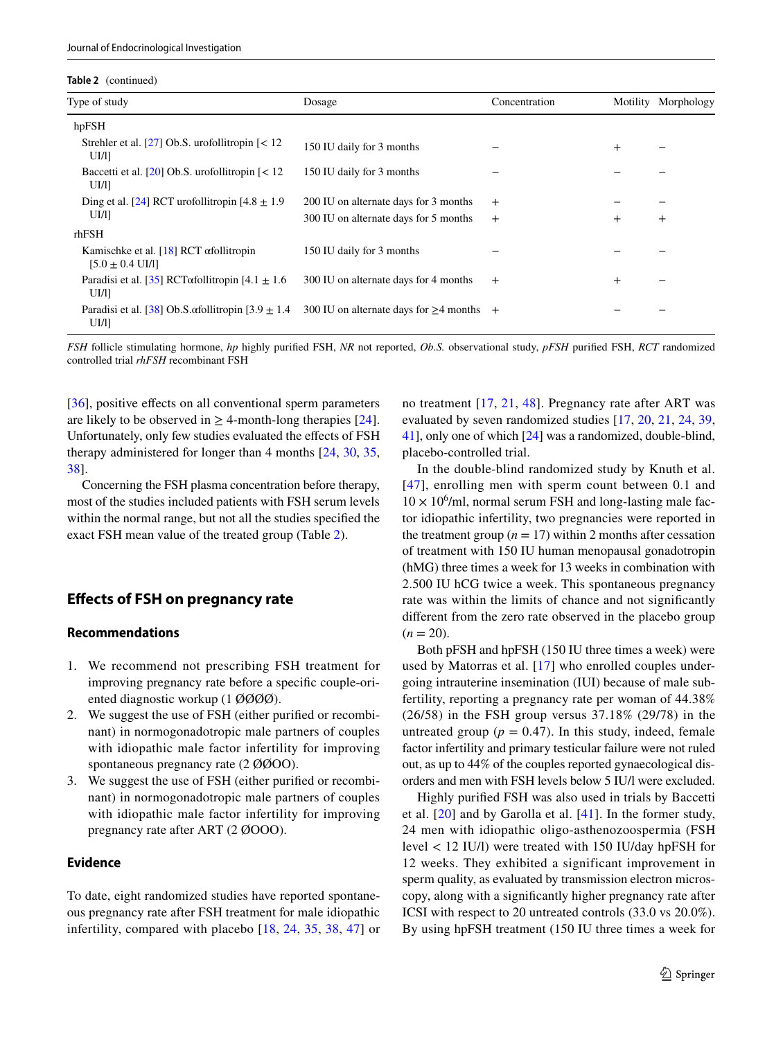**Table 2** (continued)

| Type of study | Dosage | Concentration | Motility | Morphology |
|---|---|---|---|---|
| hpFSH | | | | |
| Strehler et al. [27] Ob.S. urofollitropin [< 12 UI/l] | 150 IU daily for 3 months | − | + | − |
| Baccetti et al. [20] Ob.S. urofollitropin [< 12 UI/l] | 150 IU daily for 3 months | − | − | − |
| Ding et al. [24] RCT urofollitropin [4.8 ± 1.9 UI/l] | 200 IU on alternate days for 3 months | + | − | − |
| | 300 IU on alternate days for 5 months | + | + | + |
| rhFSH | | | | |
| Kamischke et al. [18] RCT αfollitropin [5.0 ± 0.4 UI/l] | 150 IU daily for 3 months | − | − | − |
| Paradisi et al. [35] RCTαfollitropin [4.1 ± 1.6 UI/l] | 300 IU on alternate days for 4 months | + | + | − |
| Paradisi et al. [38] Ob.S.αfollitropin [3.9 ± 1.4 UI/l] | 300 IU on alternate days for ≥4 months | + | − | − |

*FSH* follicle stimulating hormone, *hp* highly purified FSH, *NR* not reported, *Ob.S.* observational study, *pFSH* purified FSH, *RCT* randomized controlled trial *rhFSH* recombinant FSH

[36], positive effects on all conventional sperm parameters are likely to be observed in ≥ 4-month-long therapies [24]. Unfortunately, only few studies evaluated the effects of FSH therapy administered for longer than 4 months [24, 30, 35, 38].

Concerning the FSH plasma concentration before therapy, most of the studies included patients with FSH serum levels within the normal range, but not all the studies specified the exact FSH mean value of the treated group (Table 2).

## Effects of FSH on pregnancy rate

### Recommendations

1. We recommend not prescribing FSH treatment for improving pregnancy rate before a specific couple-oriented diagnostic workup (1 ØØØØ).
2. We suggest the use of FSH (either purified or recombinant) in normogonadotropic male partners of couples with idiopathic male factor infertility for improving spontaneous pregnancy rate (2 ØØOO).
3. We suggest the use of FSH (either purified or recombinant) in normogonadotropic male partners of couples with idiopathic male factor infertility for improving pregnancy rate after ART (2 ØOOO).

### Evidence

To date, eight randomized studies have reported spontaneous pregnancy rate after FSH treatment for male idiopathic infertility, compared with placebo [18, 24, 35, 38, 47] or no treatment [17, 21, 48]. Pregnancy rate after ART was evaluated by seven randomized studies [17, 20, 21, 24, 39, 41], only one of which [24] was a randomized, double-blind, placebo-controlled trial.

In the double-blind randomized study by Knuth et al. [47], enrolling men with sperm count between 0.1 and $10 \times 10^6$/ml, normal serum FSH and long-lasting male factor idiopathic infertility, two pregnancies were reported in the treatment group ($n = 17$) within 2 months after cessation of treatment with 150 IU human menopausal gonadotropin (hMG) three times a week for 13 weeks in combination with 2.500 IU hCG twice a week. This spontaneous pregnancy rate was within the limits of chance and not significantly different from the zero rate observed in the placebo group ($n = 20$).

Both pFSH and hpFSH (150 IU three times a week) were used by Matorras et al. [17] who enrolled couples undergoing intrauterine insemination (IUI) because of male subfertility, reporting a pregnancy rate per woman of 44.38% (26/58) in the FSH group versus 37.18% (29/78) in the untreated group ($p = 0.47$). In this study, indeed, female factor infertility and primary testicular failure were not ruled out, as up to 44% of the couples reported gynaecological disorders and men with FSH levels below 5 IU/l were excluded.

Highly purified FSH was also used in trials by Baccetti et al. [20] and by Garolla et al. [41]. In the former study, 24 men with idiopathic oligo-asthenozoospermia (FSH level < 12 IU/l) were treated with 150 IU/day hpFSH for 12 weeks. They exhibited a significant improvement in sperm quality, as evaluated by transmission electron microscopy, along with a significantly higher pregnancy rate after ICSI with respect to 20 untreated controls (33.0 vs 20.0%). By using hpFSH treatment (150 IU three times a week for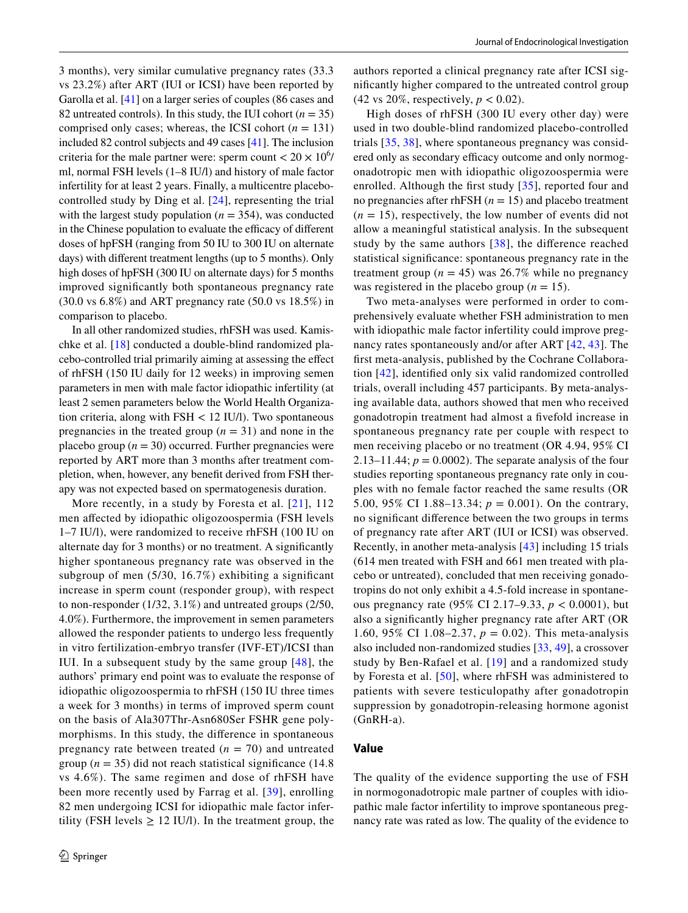3 months), very similar cumulative pregnancy rates (33.3 vs 23.2%) after ART (IUI or ICSI) have been reported by Garolla et al. [41] on a larger series of couples (86 cases and 82 untreated controls). In this study, the IUI cohort ($n = 35$) comprised only cases; whereas, the ICSI cohort ($n = 131$) included 82 control subjects and 49 cases [41]. The inclusion criteria for the male partner were: sperm count $< 20 \times 10^6$/ml, normal FSH levels (1–8 IU/l) and history of male factor infertility for at least 2 years. Finally, a multicentre placebo-controlled study by Ding et al. [24], representing the trial with the largest study population ($n = 354$), was conducted in the Chinese population to evaluate the efficacy of different doses of hpFSH (ranging from 50 IU to 300 IU on alternate days) with different treatment lengths (up to 5 months). Only high doses of hpFSH (300 IU on alternate days) for 5 months improved significantly both spontaneous pregnancy rate (30.0 vs 6.8%) and ART pregnancy rate (50.0 vs 18.5%) in comparison to placebo.

In all other randomized studies, rhFSH was used. Kamischke et al. [18] conducted a double-blind randomized placebo-controlled trial primarily aiming at assessing the effect of rhFSH (150 IU daily for 12 weeks) in improving semen parameters in men with male factor idiopathic infertility (at least 2 semen parameters below the World Health Organization criteria, along with FSH < 12 IU/l). Two spontaneous pregnancies in the treated group ($n = 31$) and none in the placebo group ($n = 30$) occurred. Further pregnancies were reported by ART more than 3 months after treatment completion, when, however, any benefit derived from FSH therapy was not expected based on spermatogenesis duration.

More recently, in a study by Foresta et al. [21], 112 men affected by idiopathic oligozoospermia (FSH levels 1–7 IU/l), were randomized to receive rhFSH (100 IU on alternate day for 3 months) or no treatment. A significantly higher spontaneous pregnancy rate was observed in the subgroup of men (5/30, 16.7%) exhibiting a significant increase in sperm count (responder group), with respect to non-responder (1/32, 3.1%) and untreated groups (2/50, 4.0%). Furthermore, the improvement in semen parameters allowed the responder patients to undergo less frequently in vitro fertilization-embryo transfer (IVF-ET)/ICSI than IUI. In a subsequent study by the same group [48], the authors' primary end point was to evaluate the response of idiopathic oligozoospermia to rhFSH (150 IU three times a week for 3 months) in terms of improved sperm count on the basis of Ala307Thr-Asn680Ser FSHR gene polymorphisms. In this study, the difference in spontaneous pregnancy rate between treated ($n = 70$) and untreated group ($n = 35$) did not reach statistical significance (14.8 vs 4.6%). The same regimen and dose of rhFSH have been more recently used by Farrag et al. [39], enrolling 82 men undergoing ICSI for idiopathic male factor infertility (FSH levels ≥ 12 IU/l). In the treatment group, the authors reported a clinical pregnancy rate after ICSI significantly higher compared to the untreated control group (42 vs 20%, respectively, $p < 0.02$).

High doses of rhFSH (300 IU every other day) were used in two double-blind randomized placebo-controlled trials [35, 38], where spontaneous pregnancy was considered only as secondary efficacy outcome and only normogonadotropic men with idiopathic oligozoospermia were enrolled. Although the first study [35], reported four and no pregnancies after rhFSH ($n = 15$) and placebo treatment ($n = 15$), respectively, the low number of events did not allow a meaningful statistical analysis. In the subsequent study by the same authors [38], the difference reached statistical significance: spontaneous pregnancy rate in the treatment group ($n = 45$) was 26.7% while no pregnancy was registered in the placebo group ($n = 15$).

Two meta-analyses were performed in order to comprehensively evaluate whether FSH administration to men with idiopathic male factor infertility could improve pregnancy rates spontaneously and/or after ART [42, 43]. The first meta-analysis, published by the Cochrane Collaboration [42], identified only six valid randomized controlled trials, overall including 457 participants. By meta-analysing available data, authors showed that men who received gonadotropin treatment had almost a fivefold increase in spontaneous pregnancy rate per couple with respect to men receiving placebo or no treatment (OR 4.94, 95% CI 2.13–11.44; $p = 0.0002$). The separate analysis of the four studies reporting spontaneous pregnancy rate only in couples with no female factor reached the same results (OR 5.00, 95% CI 1.88–13.34; $p = 0.001$). On the contrary, no significant difference between the two groups in terms of pregnancy rate after ART (IUI or ICSI) was observed. Recently, in another meta-analysis [43] including 15 trials (614 men treated with FSH and 661 men treated with placebo or untreated), concluded that men receiving gonadotropins do not only exhibit a 4.5-fold increase in spontaneous pregnancy rate (95% CI 2.17–9.33, $p < 0.0001$), but also a significantly higher pregnancy rate after ART (OR 1.60, 95% CI 1.08–2.37, $p = 0.02$). This meta-analysis also included non-randomized studies [33, 49], a crossover study by Ben-Rafael et al. [19] and a randomized study by Foresta et al. [50], where rhFSH was administered to patients with severe testiculopathy after gonadotropin suppression by gonadotropin-releasing hormone agonist (GnRH-a).

## Value

The quality of the evidence supporting the use of FSH in normogonadotropic male partner of couples with idiopathic male factor infertility to improve spontaneous pregnancy rate was rated as low. The quality of the evidence to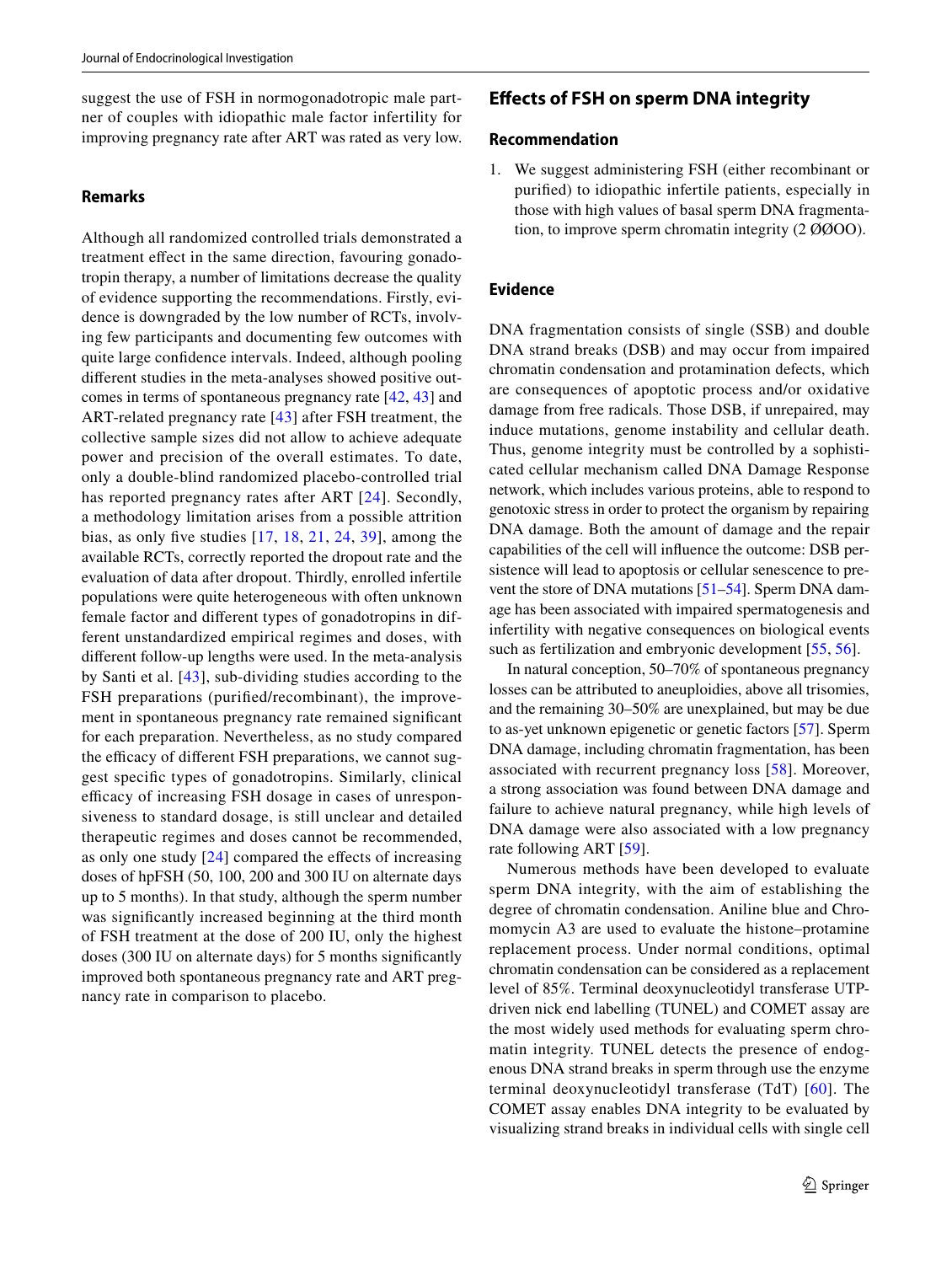suggest the use of FSH in normogonadotropic male partner of couples with idiopathic male factor infertility for improving pregnancy rate after ART was rated as very low.

### Remarks

Although all randomized controlled trials demonstrated a treatment effect in the same direction, favouring gonadotropin therapy, a number of limitations decrease the quality of evidence supporting the recommendations. Firstly, evidence is downgraded by the low number of RCTs, involving few participants and documenting few outcomes with quite large confidence intervals. Indeed, although pooling different studies in the meta-analyses showed positive outcomes in terms of spontaneous pregnancy rate [42, 43] and ART-related pregnancy rate [43] after FSH treatment, the collective sample sizes did not allow to achieve adequate power and precision of the overall estimates. To date, only a double-blind randomized placebo-controlled trial has reported pregnancy rates after ART [24]. Secondly, a methodology limitation arises from a possible attrition bias, as only five studies [17, 18, 21, 24, 39], among the available RCTs, correctly reported the dropout rate and the evaluation of data after dropout. Thirdly, enrolled infertile populations were quite heterogeneous with often unknown female factor and different types of gonadotropins in different unstandardized empirical regimes and doses, with different follow-up lengths were used. In the meta-analysis by Santi et al. [43], sub-dividing studies according to the FSH preparations (purified/recombinant), the improvement in spontaneous pregnancy rate remained significant for each preparation. Nevertheless, as no study compared the efficacy of different FSH preparations, we cannot suggest specific types of gonadotropins. Similarly, clinical efficacy of increasing FSH dosage in cases of unresponsiveness to standard dosage, is still unclear and detailed therapeutic regimes and doses cannot be recommended, as only one study [24] compared the effects of increasing doses of hpFSH (50, 100, 200 and 300 IU on alternate days up to 5 months). In that study, although the sperm number was significantly increased beginning at the third month of FSH treatment at the dose of 200 IU, only the highest doses (300 IU on alternate days) for 5 months significantly improved both spontaneous pregnancy rate and ART pregnancy rate in comparison to placebo.

## Effects of FSH on sperm DNA integrity

### Recommendation

1. We suggest administering FSH (either recombinant or purified) to idiopathic infertile patients, especially in those with high values of basal sperm DNA fragmentation, to improve sperm chromatin integrity (2 ØØOO).

### Evidence

DNA fragmentation consists of single (SSB) and double DNA strand breaks (DSB) and may occur from impaired chromatin condensation and protamination defects, which are consequences of apoptotic process and/or oxidative damage from free radicals. Those DSB, if unrepaired, may induce mutations, genome instability and cellular death. Thus, genome integrity must be controlled by a sophisticated cellular mechanism called DNA Damage Response network, which includes various proteins, able to respond to genotoxic stress in order to protect the organism by repairing DNA damage. Both the amount of damage and the repair capabilities of the cell will influence the outcome: DSB persistence will lead to apoptosis or cellular senescence to prevent the store of DNA mutations [51–54]. Sperm DNA damage has been associated with impaired spermatogenesis and infertility with negative consequences on biological events such as fertilization and embryonic development [55, 56].

In natural conception, 50–70% of spontaneous pregnancy losses can be attributed to aneuploidies, above all trisomies, and the remaining 30–50% are unexplained, but may be due to as-yet unknown epigenetic or genetic factors [57]. Sperm DNA damage, including chromatin fragmentation, has been associated with recurrent pregnancy loss [58]. Moreover, a strong association was found between DNA damage and failure to achieve natural pregnancy, while high levels of DNA damage were also associated with a low pregnancy rate following ART [59].

Numerous methods have been developed to evaluate sperm DNA integrity, with the aim of establishing the degree of chromatin condensation. Aniline blue and Chromomycin A3 are used to evaluate the histone–protamine replacement process. Under normal conditions, optimal chromatin condensation can be considered as a replacement level of 85%. Terminal deoxynucleotidyl transferase UTP-driven nick end labelling (TUNEL) and COMET assay are the most widely used methods for evaluating sperm chromatin integrity. TUNEL detects the presence of endogenous DNA strand breaks in sperm through use the enzyme terminal deoxynucleotidyl transferase (TdT) [60]. The COMET assay enables DNA integrity to be evaluated by visualizing strand breaks in individual cells with single cell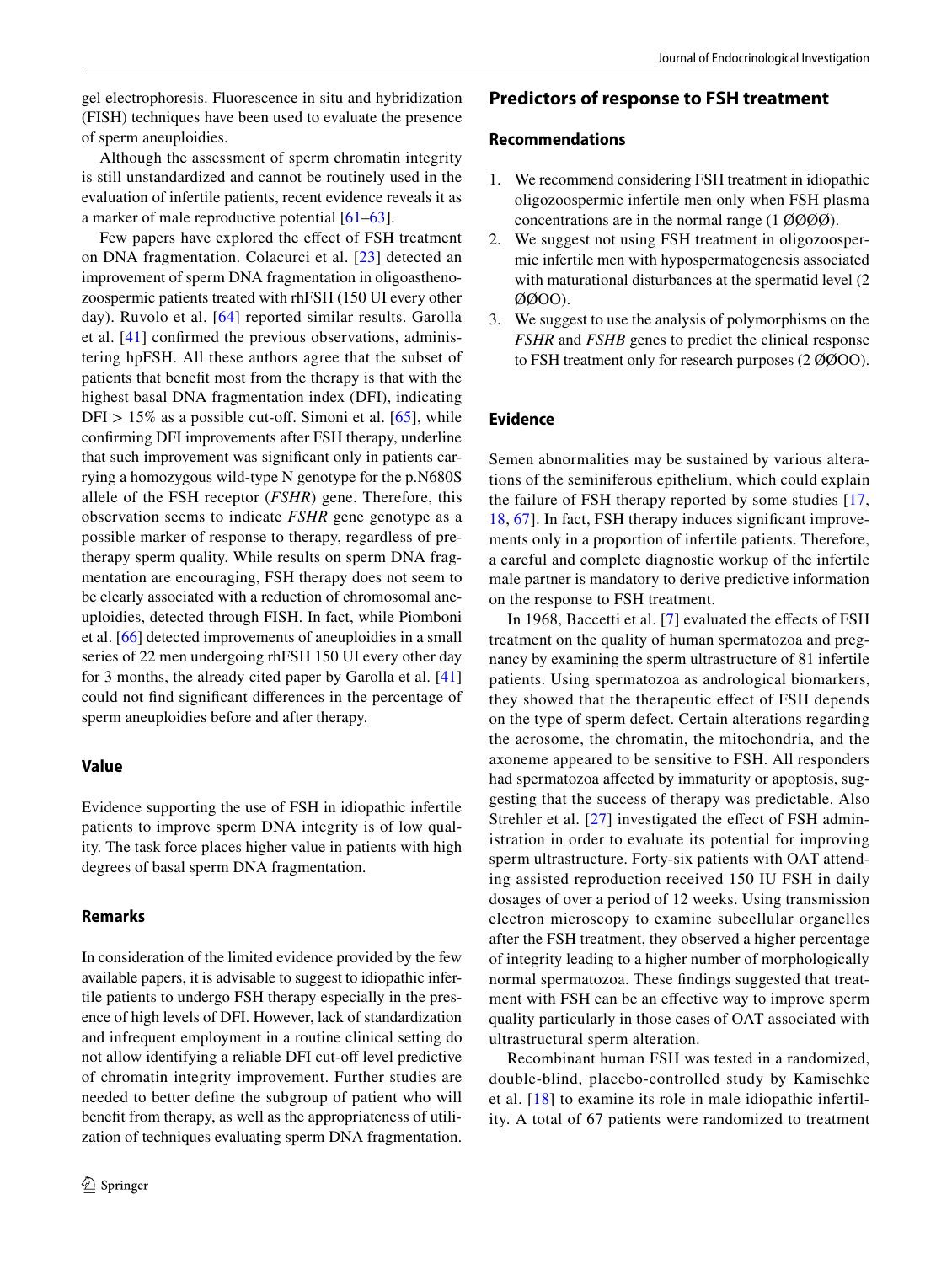gel electrophoresis. Fluorescence in situ and hybridization (FISH) techniques have been used to evaluate the presence of sperm aneuploidies.

Although the assessment of sperm chromatin integrity is still unstandardized and cannot be routinely used in the evaluation of infertile patients, recent evidence reveals it as a marker of male reproductive potential [61–63].

Few papers have explored the effect of FSH treatment on DNA fragmentation. Colacurci et al. [23] detected an improvement of sperm DNA fragmentation in oligoasthenozoospermic patients treated with rhFSH (150 UI every other day). Ruvolo et al. [64] reported similar results. Garolla et al. [41] confirmed the previous observations, administering hpFSH. All these authors agree that the subset of patients that benefit most from the therapy is that with the highest basal DNA fragmentation index (DFI), indicating DFI > 15% as a possible cut-off. Simoni et al. [65], while confirming DFI improvements after FSH therapy, underline that such improvement was significant only in patients carrying a homozygous wild-type N genotype for the p.N680S allele of the FSH receptor (*FSHR*) gene. Therefore, this observation seems to indicate *FSHR* gene genotype as a possible marker of response to therapy, regardless of pre-therapy sperm quality. While results on sperm DNA fragmentation are encouraging, FSH therapy does not seem to be clearly associated with a reduction of chromosomal aneuploidies, detected through FISH. In fact, while Piomboni et al. [66] detected improvements of aneuploidies in a small series of 22 men undergoing rhFSH 150 UI every other day for 3 months, the already cited paper by Garolla et al. [41] could not find significant differences in the percentage of sperm aneuploidies before and after therapy.

### Value

Evidence supporting the use of FSH in idiopathic infertile patients to improve sperm DNA integrity is of low quality. The task force places higher value in patients with high degrees of basal sperm DNA fragmentation.

### Remarks

In consideration of the limited evidence provided by the few available papers, it is advisable to suggest to idiopathic infertile patients to undergo FSH therapy especially in the presence of high levels of DFI. However, lack of standardization and infrequent employment in a routine clinical setting do not allow identifying a reliable DFI cut-off level predictive of chromatin integrity improvement. Further studies are needed to better define the subgroup of patient who will benefit from therapy, as well as the appropriateness of utilization of techniques evaluating sperm DNA fragmentation.

## Predictors of response to FSH treatment

### Recommendations

1. We recommend considering FSH treatment in idiopathic oligozoospermic infertile men only when FSH plasma concentrations are in the normal range (1 ØØØØ).
2. We suggest not using FSH treatment in oligozoospermic infertile men with hypospermatogenesis associated with maturational disturbances at the spermatid level (2 ØØOO).
3. We suggest to use the analysis of polymorphisms on the *FSHR* and *FSHB* genes to predict the clinical response to FSH treatment only for research purposes (2 ØØOO).

### Evidence

Semen abnormalities may be sustained by various alterations of the seminiferous epithelium, which could explain the failure of FSH therapy reported by some studies [17, 18, 67]. In fact, FSH therapy induces significant improvements only in a proportion of infertile patients. Therefore, a careful and complete diagnostic workup of the infertile male partner is mandatory to derive predictive information on the response to FSH treatment.

In 1968, Baccetti et al. [7] evaluated the effects of FSH treatment on the quality of human spermatozoa and pregnancy by examining the sperm ultrastructure of 81 infertile patients. Using spermatozoa as andrological biomarkers, they showed that the therapeutic effect of FSH depends on the type of sperm defect. Certain alterations regarding the acrosome, the chromatin, the mitochondria, and the axoneme appeared to be sensitive to FSH. All responders had spermatozoa affected by immaturity or apoptosis, suggesting that the success of therapy was predictable. Also Strehler et al. [27] investigated the effect of FSH administration in order to evaluate its potential for improving sperm ultrastructure. Forty-six patients with OAT attending assisted reproduction received 150 IU FSH in daily dosages of over a period of 12 weeks. Using transmission electron microscopy to examine subcellular organelles after the FSH treatment, they observed a higher percentage of integrity leading to a higher number of morphologically normal spermatozoa. These findings suggested that treatment with FSH can be an effective way to improve sperm quality particularly in those cases of OAT associated with ultrastructural sperm alteration.

Recombinant human FSH was tested in a randomized, double-blind, placebo-controlled study by Kamischke et al. [18] to examine its role in male idiopathic infertility. A total of 67 patients were randomized to treatment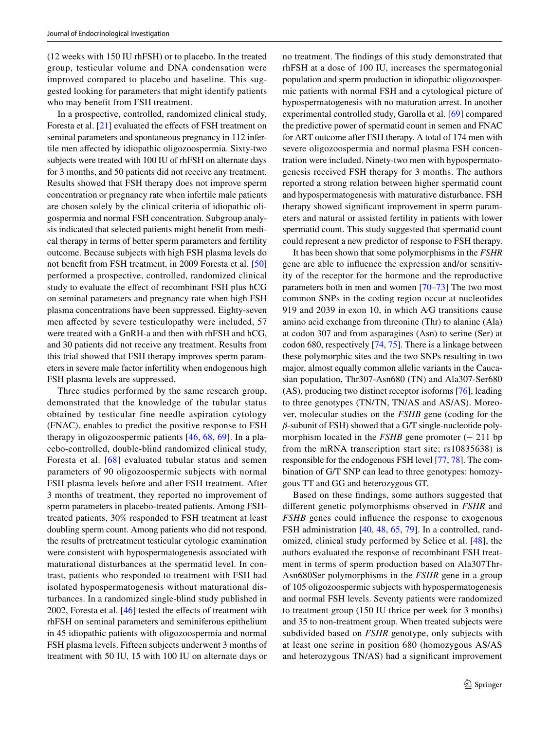(12 weeks with 150 IU rhFSH) or to placebo. In the treated group, testicular volume and DNA condensation were improved compared to placebo and baseline. This suggested looking for parameters that might identify patients who may benefit from FSH treatment.

In a prospective, controlled, randomized clinical study, Foresta et al. [21] evaluated the effects of FSH treatment on seminal parameters and spontaneous pregnancy in 112 infertile men affected by idiopathic oligozoospermia. Sixty-two subjects were treated with 100 IU of rhFSH on alternate days for 3 months, and 50 patients did not receive any treatment. Results showed that FSH therapy does not improve sperm concentration or pregnancy rate when infertile male patients are chosen solely by the clinical criteria of idiopathic oligospermia and normal FSH concentration. Subgroup analysis indicated that selected patients might benefit from medical therapy in terms of better sperm parameters and fertility outcome. Because subjects with high FSH plasma levels do not benefit from FSH treatment, in 2009 Foresta et al. [50] performed a prospective, controlled, randomized clinical study to evaluate the effect of recombinant FSH plus hCG on seminal parameters and pregnancy rate when high FSH plasma concentrations have been suppressed. Eighty-seven men affected by severe testiculopathy were included, 57 were treated with a GnRH-a and then with rhFSH and hCG, and 30 patients did not receive any treatment. Results from this trial showed that FSH therapy improves sperm parameters in severe male factor infertility when endogenous high FSH plasma levels are suppressed.

Three studies performed by the same research group, demonstrated that the knowledge of the tubular status obtained by testicular fine needle aspiration cytology (FNAC), enables to predict the positive response to FSH therapy in oligozoospermic patients [46, 68, 69]. In a placebo-controlled, double-blind randomized clinical study, Foresta et al. [68] evaluated tubular status and semen parameters of 90 oligozoospermic subjects with normal FSH plasma levels before and after FSH treatment. After 3 months of treatment, they reported no improvement of sperm parameters in placebo-treated patients. Among FSH-treated patients, 30% responded to FSH treatment at least doubling sperm count. Among patients who did not respond, the results of pretreatment testicular cytologic examination were consistent with hypospermatogenesis associated with maturational disturbances at the spermatid level. In contrast, patients who responded to treatment with FSH had isolated hypospermatogenesis without maturational disturbances. In a randomized single-blind study published in 2002, Foresta et al. [46] tested the effects of treatment with rhFSH on seminal parameters and seminiferous epithelium in 45 idiopathic patients with oligozoospermia and normal FSH plasma levels. Fifteen subjects underwent 3 months of treatment with 50 IU, 15 with 100 IU on alternate days or no treatment. The findings of this study demonstrated that rhFSH at a dose of 100 IU, increases the spermatogonial population and sperm production in idiopathic oligozoospermic patients with normal FSH and a cytological picture of hypospermatogenesis with no maturation arrest. In another experimental controlled study, Garolla et al. [69] compared the predictive power of spermatid count in semen and FNAC for ART outcome after FSH therapy. A total of 174 men with severe oligozoospermia and normal plasma FSH concentration were included. Ninety-two men with hypospermatogenesis received FSH therapy for 3 months. The authors reported a strong relation between higher spermatid count and hypospermatogenesis with maturative disturbance. FSH therapy showed significant improvement in sperm parameters and natural or assisted fertility in patients with lower spermatid count. This study suggested that spermatid count could represent a new predictor of response to FSH therapy.

It has been shown that some polymorphisms in the *FSHR* gene are able to influence the expression and/or sensitivity of the receptor for the hormone and the reproductive parameters both in men and women [70–73] The two most common SNPs in the coding region occur at nucleotides 919 and 2039 in exon 10, in which A/G transitions cause amino acid exchange from threonine (Thr) to alanine (Ala) at codon 307 and from asparagines (Asn) to serine (Ser) at codon 680, respectively [74, 75]. There is a linkage between these polymorphic sites and the two SNPs resulting in two major, almost equally common allelic variants in the Caucasian population, Thr307-Asn680 (TN) and Ala307-Ser680 (AS), producing two distinct receptor isoforms [76], leading to three genotypes (TN/TN, TN/AS and AS/AS). Moreover, molecular studies on the *FSHB* gene (coding for the *β*-subunit of FSH) showed that a G/T single-nucleotide polymorphism located in the *FSHB* gene promoter (− 211 bp from the mRNA transcription start site; rs10835638) is responsible for the endogenous FSH level [77, 78]. The combination of G/T SNP can lead to three genotypes: homozygous TT and GG and heterozygous GT.

Based on these findings, some authors suggested that different genetic polymorphisms observed in *FSHR* and *FSHB* genes could influence the response to exogenous FSH administration [40, 48, 65, 79]. In a controlled, randomized, clinical study performed by Selice et al. [48], the authors evaluated the response of recombinant FSH treatment in terms of sperm production based on Ala307Thr-Asn680Ser polymorphisms in the *FSHR* gene in a group of 105 oligozoospermic subjects with hypospermatogenesis and normal FSH levels. Seventy patients were randomized to treatment group (150 IU thrice per week for 3 months) and 35 to non-treatment group. When treated subjects were subdivided based on *FSHR* genotype, only subjects with at least one serine in position 680 (homozygous AS/AS and heterozygous TN/AS) had a significant improvement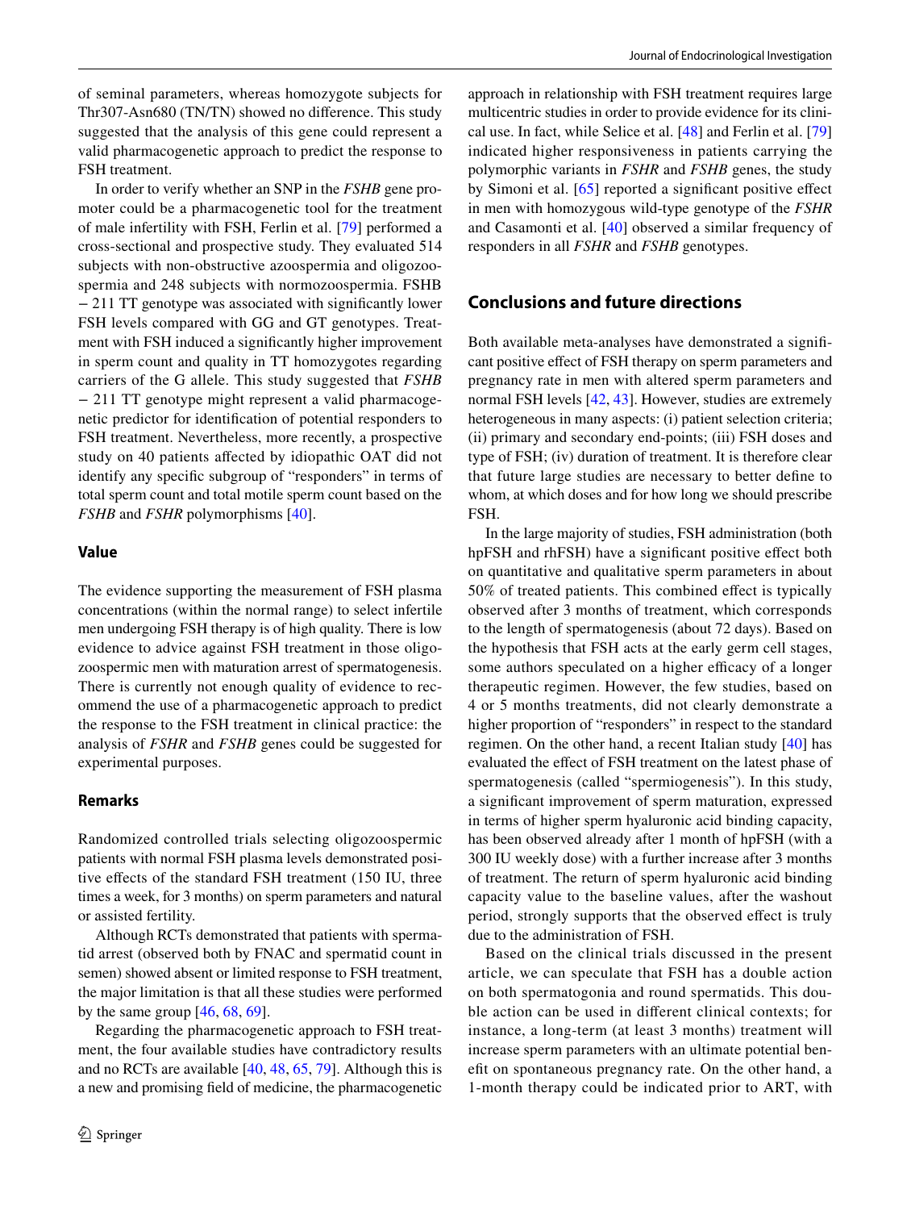of seminal parameters, whereas homozygote subjects for Thr307-Asn680 (TN/TN) showed no difference. This study suggested that the analysis of this gene could represent a valid pharmacogenetic approach to predict the response to FSH treatment.

In order to verify whether an SNP in the *FSHB* gene promoter could be a pharmacogenetic tool for the treatment of male infertility with FSH, Ferlin et al. [79] performed a cross-sectional and prospective study. They evaluated 514 subjects with non-obstructive azoospermia and oligozoospermia and 248 subjects with normozoospermia. FSHB − 211 TT genotype was associated with significantly lower FSH levels compared with GG and GT genotypes. Treatment with FSH induced a significantly higher improvement in sperm count and quality in TT homozygotes regarding carriers of the G allele. This study suggested that *FSHB* − 211 TT genotype might represent a valid pharmacogenetic predictor for identification of potential responders to FSH treatment. Nevertheless, more recently, a prospective study on 40 patients affected by idiopathic OAT did not identify any specific subgroup of "responders" in terms of total sperm count and total motile sperm count based on the *FSHB* and *FSHR* polymorphisms [40].

### Value

The evidence supporting the measurement of FSH plasma concentrations (within the normal range) to select infertile men undergoing FSH therapy is of high quality. There is low evidence to advice against FSH treatment in those oligozoospermic men with maturation arrest of spermatogenesis. There is currently not enough quality of evidence to recommend the use of a pharmacogenetic approach to predict the response to the FSH treatment in clinical practice: the analysis of *FSHR* and *FSHB* genes could be suggested for experimental purposes.

### Remarks

Randomized controlled trials selecting oligozoospermic patients with normal FSH plasma levels demonstrated positive effects of the standard FSH treatment (150 IU, three times a week, for 3 months) on sperm parameters and natural or assisted fertility.

Although RCTs demonstrated that patients with spermatid arrest (observed both by FNAC and spermatid count in semen) showed absent or limited response to FSH treatment, the major limitation is that all these studies were performed by the same group [46, 68, 69].

Regarding the pharmacogenetic approach to FSH treatment, the four available studies have contradictory results and no RCTs are available [40, 48, 65, 79]. Although this is a new and promising field of medicine, the pharmacogenetic approach in relationship with FSH treatment requires large multicentric studies in order to provide evidence for its clinical use. In fact, while Selice et al. [48] and Ferlin et al. [79] indicated higher responsiveness in patients carrying the polymorphic variants in *FSHR* and *FSHB* genes, the study by Simoni et al. [65] reported a significant positive effect in men with homozygous wild-type genotype of the *FSHR* and Casamonti et al. [40] observed a similar frequency of responders in all *FSHR* and *FSHB* genotypes.

## Conclusions and future directions

Both available meta-analyses have demonstrated a significant positive effect of FSH therapy on sperm parameters and pregnancy rate in men with altered sperm parameters and normal FSH levels [42, 43]. However, studies are extremely heterogeneous in many aspects: (i) patient selection criteria; (ii) primary and secondary end-points; (iii) FSH doses and type of FSH; (iv) duration of treatment. It is therefore clear that future large studies are necessary to better define to whom, at which doses and for how long we should prescribe FSH.

In the large majority of studies, FSH administration (both hpFSH and rhFSH) have a significant positive effect both on quantitative and qualitative sperm parameters in about 50% of treated patients. This combined effect is typically observed after 3 months of treatment, which corresponds to the length of spermatogenesis (about 72 days). Based on the hypothesis that FSH acts at the early germ cell stages, some authors speculated on a higher efficacy of a longer therapeutic regimen. However, the few studies, based on 4 or 5 months treatments, did not clearly demonstrate a higher proportion of "responders" in respect to the standard regimen. On the other hand, a recent Italian study [40] has evaluated the effect of FSH treatment on the latest phase of spermatogenesis (called "spermiogenesis"). In this study, a significant improvement of sperm maturation, expressed in terms of higher sperm hyaluronic acid binding capacity, has been observed already after 1 month of hpFSH (with a 300 IU weekly dose) with a further increase after 3 months of treatment. The return of sperm hyaluronic acid binding capacity value to the baseline values, after the washout period, strongly supports that the observed effect is truly due to the administration of FSH.

Based on the clinical trials discussed in the present article, we can speculate that FSH has a double action on both spermatogonia and round spermatids. This double action can be used in different clinical contexts; for instance, a long-term (at least 3 months) treatment will increase sperm parameters with an ultimate potential benefit on spontaneous pregnancy rate. On the other hand, a 1-month therapy could be indicated prior to ART, with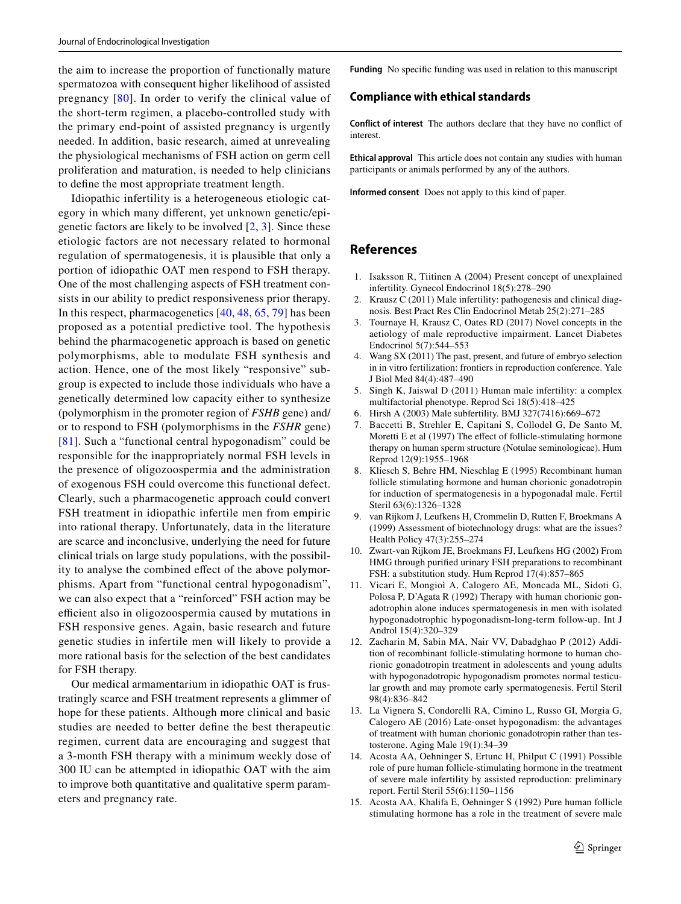the aim to increase the proportion of functionally mature spermatozoa with consequent higher likelihood of assisted pregnancy [80]. In order to verify the clinical value of the short-term regimen, a placebo-controlled study with the primary end-point of assisted pregnancy is urgently needed. In addition, basic research, aimed at unrevealing the physiological mechanisms of FSH action on germ cell proliferation and maturation, is needed to help clinicians to define the most appropriate treatment length.

Idiopathic infertility is a heterogeneous etiologic category in which many different, yet unknown genetic/epigenetic factors are likely to be involved [2, 3]. Since these etiologic factors are not necessary related to hormonal regulation of spermatogenesis, it is plausible that only a portion of idiopathic OAT men respond to FSH therapy. One of the most challenging aspects of FSH treatment consists in our ability to predict responsiveness prior therapy. In this respect, pharmacogenetics [40, 48, 65, 79] has been proposed as a potential predictive tool. The hypothesis behind the pharmacogenetic approach is based on genetic polymorphisms, able to modulate FSH synthesis and action. Hence, one of the most likely "responsive" subgroup is expected to include those individuals who have a genetically determined low capacity either to synthesize (polymorphism in the promoter region of *FSHB* gene) and/or to respond to FSH (polymorphisms in the *FSHR* gene) [81]. Such a "functional central hypogonadism" could be responsible for the inappropriately normal FSH levels in the presence of oligozoospermia and the administration of exogenous FSH could overcome this functional defect. Clearly, such a pharmacogenetic approach could convert FSH treatment in idiopathic infertile men from empiric into rational therapy. Unfortunately, data in the literature are scarce and inconclusive, underlying the need for future clinical trials on large study populations, with the possibility to analyse the combined effect of the above polymorphisms. Apart from "functional central hypogonadism", we can also expect that a "reinforced" FSH action may be efficient also in oligozoospermia caused by mutations in FSH responsive genes. Again, basic research and future genetic studies in infertile men will likely to provide a more rational basis for the selection of the best candidates for FSH therapy.

Our medical armamentarium in idiopathic OAT is frustratingly scarce and FSH treatment represents a glimmer of hope for these patients. Although more clinical and basic studies are needed to better define the best therapeutic regimen, current data are encouraging and suggest that a 3-month FSH therapy with a minimum weekly dose of 300 IU can be attempted in idiopathic OAT with the aim to improve both quantitative and qualitative sperm parameters and pregnancy rate.

**Funding** No specific funding was used in relation to this manuscript

## Compliance with ethical standards

**Conflict of interest** The authors declare that they have no conflict of interest.

**Ethical approval** This article does not contain any studies with human participants or animals performed by any of the authors.

**Informed consent** Does not apply to this kind of paper.

## References

1. Isaksson R, Tiitinen A (2004) Present concept of unexplained infertility. Gynecol Endocrinol 18(5):278–290
2. Krausz C (2011) Male infertility: pathogenesis and clinical diagnosis. Best Pract Res Clin Endocrinol Metab 25(2):271–285
3. Tournaye H, Krausz C, Oates RD (2017) Novel concepts in the aetiology of male reproductive impairment. Lancet Diabetes Endocrinol 5(7):544–553
4. Wang SX (2011) The past, present, and future of embryo selection in in vitro fertilization: frontiers in reproduction conference. Yale J Biol Med 84(4):487–490
5. Singh K, Jaiswal D (2011) Human male infertility: a complex multifactorial phenotype. Reprod Sci 18(5):418–425
6. Hirsh A (2003) Male subfertility. BMJ 327(7416):669–672
7. Baccetti B, Strehler E, Capitani S, Collodel G, De Santo M, Moretti E et al (1997) The effect of follicle-stimulating hormone therapy on human sperm structure (Notulae seminologicae). Hum Reprod 12(9):1955–1968
8. Kliesch S, Behre HM, Nieschlag E (1995) Recombinant human follicle stimulating hormone and human chorionic gonadotropin for induction of spermatogenesis in a hypogonadal male. Fertil Steril 63(6):1326–1328
9. van Rijkom J, Leufkens H, Crommelin D, Rutten F, Broekmans A (1999) Assessment of biotechnology drugs: what are the issues? Health Policy 47(3):255–274
10. Zwart-van Rijkom JE, Broekmans FJ, Leufkens HG (2002) From HMG through purified urinary FSH preparations to recombinant FSH: a substitution study. Hum Reprod 17(4):857–865
11. Vicari E, Mongioì A, Calogero AE, Moncada ML, Sidoti G, Polosa P, D'Agata R (1992) Therapy with human chorionic gonadotrophin alone induces spermatogenesis in men with isolated hypogonadotrophic hypogonadism-long-term follow-up. Int J Androl 15(4):320–329
12. Zacharin M, Sabin MA, Nair VV, Dabadghao P (2012) Addition of recombinant follicle-stimulating hormone to human chorionic gonadotropin treatment in adolescents and young adults with hypogonadotropic hypogonadism promotes normal testicular growth and may promote early spermatogenesis. Fertil Steril 98(4):836–842
13. La Vignera S, Condorelli RA, Cimino L, Russo GI, Morgia G, Calogero AE (2016) Late-onset hypogonadism: the advantages of treatment with human chorionic gonadotropin rather than testosterone. Aging Male 19(1):34–39
14. Acosta AA, Oehninger S, Ertunc H, Philput C (1991) Possible role of pure human follicle-stimulating hormone in the treatment of severe male infertility by assisted reproduction: preliminary report. Fertil Steril 55(6):1150–1156
15. Acosta AA, Khalifa E, Oehninger S (1992) Pure human follicle stimulating hormone has a role in the treatment of severe male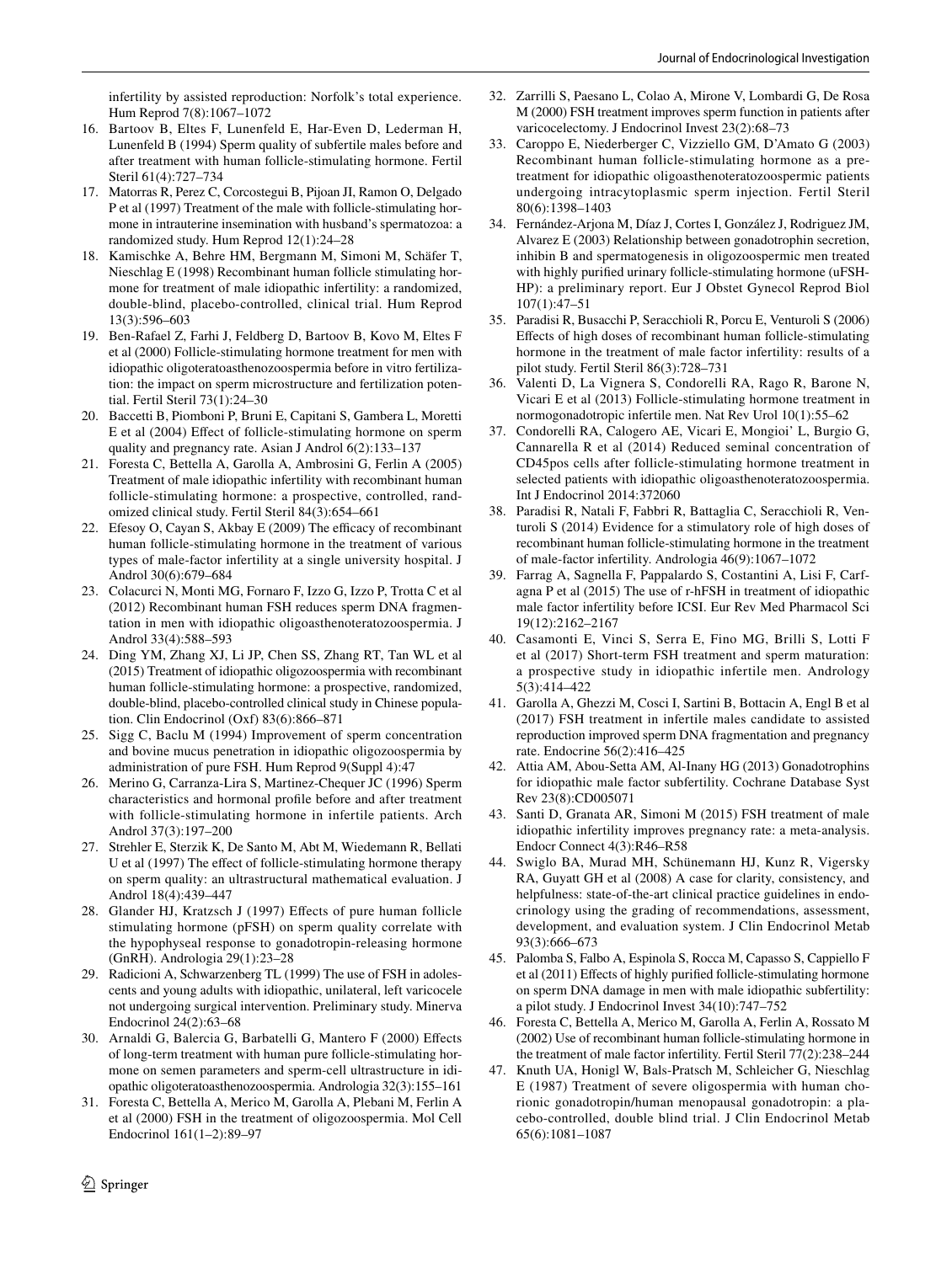infertility by assisted reproduction: Norfolk's total experience. Hum Reprod 7(8):1067–1072

16. Bartoov B, Eltes F, Lunenfeld E, Har-Even D, Lederman H, Lunenfeld B (1994) Sperm quality of subfertile males before and after treatment with human follicle-stimulating hormone. Fertil Steril 61(4):727–734
17. Matorras R, Perez C, Corcostegui B, Pijoan JI, Ramon O, Delgado P et al (1997) Treatment of the male with follicle-stimulating hormone in intrauterine insemination with husband's spermatozoa: a randomized study. Hum Reprod 12(1):24–28
18. Kamischke A, Behre HM, Bergmann M, Simoni M, Schäfer T, Nieschlag E (1998) Recombinant human follicle stimulating hormone for treatment of male idiopathic infertility: a randomized, double-blind, placebo-controlled, clinical trial. Hum Reprod 13(3):596–603
19. Ben-Rafael Z, Farhi J, Feldberg D, Bartoov B, Kovo M, Eltes F et al (2000) Follicle-stimulating hormone treatment for men with idiopathic oligoteratoasthenozoospermia before in vitro fertilization: the impact on sperm microstructure and fertilization potential. Fertil Steril 73(1):24–30
20. Baccetti B, Piomboni P, Bruni E, Capitani S, Gambera L, Moretti E et al (2004) Effect of follicle-stimulating hormone on sperm quality and pregnancy rate. Asian J Androl 6(2):133–137
21. Foresta C, Bettella A, Garolla A, Ambrosini G, Ferlin A (2005) Treatment of male idiopathic infertility with recombinant human follicle-stimulating hormone: a prospective, controlled, randomized clinical study. Fertil Steril 84(3):654–661
22. Efesoy O, Cayan S, Akbay E (2009) The efficacy of recombinant human follicle-stimulating hormone in the treatment of various types of male-factor infertility at a single university hospital. J Androl 30(6):679–684
23. Colacurci N, Monti MG, Fornaro F, Izzo G, Izzo P, Trotta C et al (2012) Recombinant human FSH reduces sperm DNA fragmentation in men with idiopathic oligoasthenoteratozoospermia. J Androl 33(4):588–593
24. Ding YM, Zhang XJ, Li JP, Chen SS, Zhang RT, Tan WL et al (2015) Treatment of idiopathic oligozoospermia with recombinant human follicle-stimulating hormone: a prospective, randomized, double-blind, placebo-controlled clinical study in Chinese population. Clin Endocrinol (Oxf) 83(6):866–871
25. Sigg C, Baclu M (1994) Improvement of sperm concentration and bovine mucus penetration in idiopathic oligozoospermia by administration of pure FSH. Hum Reprod 9(Suppl 4):47
26. Merino G, Carranza-Lira S, Martinez-Chequer JC (1996) Sperm characteristics and hormonal profile before and after treatment with follicle-stimulating hormone in infertile patients. Arch Androl 37(3):197–200
27. Strehler E, Sterzik K, De Santo M, Abt M, Wiedemann R, Bellati U et al (1997) The effect of follicle-stimulating hormone therapy on sperm quality: an ultrastructural mathematical evaluation. J Androl 18(4):439–447
28. Glander HJ, Kratzsch J (1997) Effects of pure human follicle stimulating hormone (pFSH) on sperm quality correlate with the hypophyseal response to gonadotropin-releasing hormone (GnRH). Andrologia 29(1):23–28
29. Radicioni A, Schwarzenberg TL (1999) The use of FSH in adolescents and young adults with idiopathic, unilateral, left varicocele not undergoing surgical intervention. Preliminary study. Minerva Endocrinol 24(2):63–68
30. Arnaldi G, Balercia G, Barbatelli G, Mantero F (2000) Effects of long-term treatment with human pure follicle-stimulating hormone on semen parameters and sperm-cell ultrastructure in idiopathic oligoteratoasthenozoospermia. Andrologia 32(3):155–161
31. Foresta C, Bettella A, Merico M, Garolla A, Plebani M, Ferlin A et al (2000) FSH in the treatment of oligozoospermia. Mol Cell Endocrinol 161(1–2):89–97
32. Zarrilli S, Paesano L, Colao A, Mirone V, Lombardi G, De Rosa M (2000) FSH treatment improves sperm function in patients after varicocelectomy. J Endocrinol Invest 23(2):68–73
33. Caroppo E, Niederberger C, Vizziello GM, D'Amato G (2003) Recombinant human follicle-stimulating hormone as a pretreatment for idiopathic oligoasthenoteratozoospermic patients undergoing intracytoplasmic sperm injection. Fertil Steril 80(6):1398–1403
34. Fernández-Arjona M, Díaz J, Cortes I, González J, Rodriguez JM, Alvarez E (2003) Relationship between gonadotrophin secretion, inhibin B and spermatogenesis in oligozoospermic men treated with highly purified urinary follicle-stimulating hormone (uFSH-HP): a preliminary report. Eur J Obstet Gynecol Reprod Biol 107(1):47–51
35. Paradisi R, Busacchi P, Seracchioli R, Porcu E, Venturoli S (2006) Effects of high doses of recombinant human follicle-stimulating hormone in the treatment of male factor infertility: results of a pilot study. Fertil Steril 86(3):728–731
36. Valenti D, La Vignera S, Condorelli RA, Rago R, Barone N, Vicari E et al (2013) Follicle-stimulating hormone treatment in normogonadotropic infertile men. Nat Rev Urol 10(1):55–62
37. Condorelli RA, Calogero AE, Vicari E, Mongioi' L, Burgio G, Cannarella R et al (2014) Reduced seminal concentration of CD45pos cells after follicle-stimulating hormone treatment in selected patients with idiopathic oligoasthenoteratozoospermia. Int J Endocrinol 2014:372060
38. Paradisi R, Natali F, Fabbri R, Battaglia C, Seracchioli R, Venturoli S (2014) Evidence for a stimulatory role of high doses of recombinant human follicle-stimulating hormone in the treatment of male-factor infertility. Andrologia 46(9):1067–1072
39. Farrag A, Sagnella F, Pappalardo S, Costantini A, Lisi F, Carfagna P et al (2015) The use of r-hFSH in treatment of idiopathic male factor infertility before ICSI. Eur Rev Med Pharmacol Sci 19(12):2162–2167
40. Casamonti E, Vinci S, Serra E, Fino MG, Brilli S, Lotti F et al (2017) Short-term FSH treatment and sperm maturation: a prospective study in idiopathic infertile men. Andrology 5(3):414–422
41. Garolla A, Ghezzi M, Cosci I, Sartini B, Bottacin A, Engl B et al (2017) FSH treatment in infertile males candidate to assisted reproduction improved sperm DNA fragmentation and pregnancy rate. Endocrine 56(2):416–425
42. Attia AM, Abou-Setta AM, Al-Inany HG (2013) Gonadotrophins for idiopathic male factor subfertility. Cochrane Database Syst Rev 23(8):CD005071
43. Santi D, Granata AR, Simoni M (2015) FSH treatment of male idiopathic infertility improves pregnancy rate: a meta-analysis. Endocr Connect 4(3):R46–R58
44. Swiglo BA, Murad MH, Schünemann HJ, Kunz R, Vigersky RA, Guyatt GH et al (2008) A case for clarity, consistency, and helpfulness: state-of-the-art clinical practice guidelines in endocrinology using the grading of recommendations, assessment, development, and evaluation system. J Clin Endocrinol Metab 93(3):666–673
45. Palomba S, Falbo A, Espinola S, Rocca M, Capasso S, Cappiello F et al (2011) Effects of highly purified follicle-stimulating hormone on sperm DNA damage in men with male idiopathic subfertility: a pilot study. J Endocrinol Invest 34(10):747–752
46. Foresta C, Bettella A, Merico M, Garolla A, Ferlin A, Rossato M (2002) Use of recombinant human follicle-stimulating hormone in the treatment of male factor infertility. Fertil Steril 77(2):238–244
47. Knuth UA, Honigl W, Bals-Pratsch M, Schleicher G, Nieschlag E (1987) Treatment of severe oligospermia with human chorionic gonadotropin/human menopausal gonadotropin: a placebo-controlled, double blind trial. J Clin Endocrinol Metab 65(6):1081–1087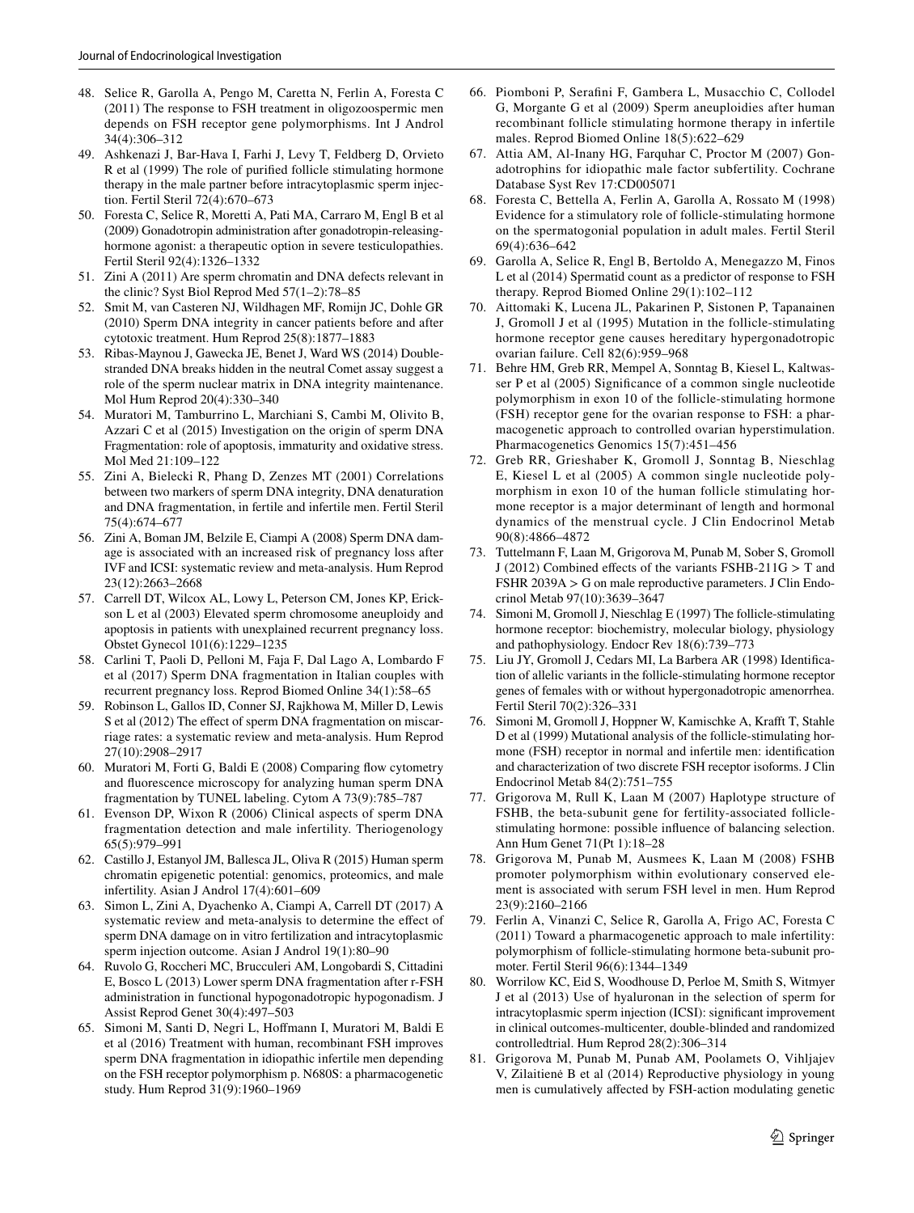48. Selice R, Garolla A, Pengo M, Caretta N, Ferlin A, Foresta C (2011) The response to FSH treatment in oligozoospermic men depends on FSH receptor gene polymorphisms. Int J Androl 34(4):306–312
49. Ashkenazi J, Bar-Hava I, Farhi J, Levy T, Feldberg D, Orvieto R et al (1999) The role of purified follicle stimulating hormone therapy in the male partner before intracytoplasmic sperm injection. Fertil Steril 72(4):670–673
50. Foresta C, Selice R, Moretti A, Pati MA, Carraro M, Engl B et al (2009) Gonadotropin administration after gonadotropin-releasing-hormone agonist: a therapeutic option in severe testiculopathies. Fertil Steril 92(4):1326–1332
51. Zini A (2011) Are sperm chromatin and DNA defects relevant in the clinic? Syst Biol Reprod Med 57(1–2):78–85
52. Smit M, van Casteren NJ, Wildhagen MF, Romijn JC, Dohle GR (2010) Sperm DNA integrity in cancer patients before and after cytotoxic treatment. Hum Reprod 25(8):1877–1883
53. Ribas-Maynou J, Gawecka JE, Benet J, Ward WS (2014) Double-stranded DNA breaks hidden in the neutral Comet assay suggest a role of the sperm nuclear matrix in DNA integrity maintenance. Mol Hum Reprod 20(4):330–340
54. Muratori M, Tamburrino L, Marchiani S, Cambi M, Olivito B, Azzari C et al (2015) Investigation on the origin of sperm DNA Fragmentation: role of apoptosis, immaturity and oxidative stress. Mol Med 21:109–122
55. Zini A, Bielecki R, Phang D, Zenzes MT (2001) Correlations between two markers of sperm DNA integrity, DNA denaturation and DNA fragmentation, in fertile and infertile men. Fertil Steril 75(4):674–677
56. Zini A, Boman JM, Belzile E, Ciampi A (2008) Sperm DNA damage is associated with an increased risk of pregnancy loss after IVF and ICSI: systematic review and meta-analysis. Hum Reprod 23(12):2663–2668
57. Carrell DT, Wilcox AL, Lowy L, Peterson CM, Jones KP, Erickson L et al (2003) Elevated sperm chromosome aneuploidy and apoptosis in patients with unexplained recurrent pregnancy loss. Obstet Gynecol 101(6):1229–1235
58. Carlini T, Paoli D, Pelloni M, Faja F, Dal Lago A, Lombardo F et al (2017) Sperm DNA fragmentation in Italian couples with recurrent pregnancy loss. Reprod Biomed Online 34(1):58–65
59. Robinson L, Gallos ID, Conner SJ, Rajkhowa M, Miller D, Lewis S et al (2012) The effect of sperm DNA fragmentation on miscarriage rates: a systematic review and meta-analysis. Hum Reprod 27(10):2908–2917
60. Muratori M, Forti G, Baldi E (2008) Comparing flow cytometry and fluorescence microscopy for analyzing human sperm DNA fragmentation by TUNEL labeling. Cytom A 73(9):785–787
61. Evenson DP, Wixon R (2006) Clinical aspects of sperm DNA fragmentation detection and male infertility. Theriogenology 65(5):979–991
62. Castillo J, Estanyol JM, Ballesca JL, Oliva R (2015) Human sperm chromatin epigenetic potential: genomics, proteomics, and male infertility. Asian J Androl 17(4):601–609
63. Simon L, Zini A, Dyachenko A, Ciampi A, Carrell DT (2017) A systematic review and meta-analysis to determine the effect of sperm DNA damage on in vitro fertilization and intracytoplasmic sperm injection outcome. Asian J Androl 19(1):80–90
64. Ruvolo G, Roccheri MC, Brucculeri AM, Longobardi S, Cittadini E, Bosco L (2013) Lower sperm DNA fragmentation after r-FSH administration in functional hypogonadotropic hypogonadism. J Assist Reprod Genet 30(4):497–503
65. Simoni M, Santi D, Negri L, Hoffmann I, Muratori M, Baldi E et al (2016) Treatment with human, recombinant FSH improves sperm DNA fragmentation in idiopathic infertile men depending on the FSH receptor polymorphism p. N680S: a pharmacogenetic study. Hum Reprod 31(9):1960–1969
66. Piomboni P, Serafini F, Gambera L, Musacchio C, Collodel G, Morgante G et al (2009) Sperm aneuploidies after human recombinant follicle stimulating hormone therapy in infertile males. Reprod Biomed Online 18(5):622–629
67. Attia AM, Al-Inany HG, Farquhar C, Proctor M (2007) Gonadotrophins for idiopathic male factor subfertility. Cochrane Database Syst Rev 17:CD005071
68. Foresta C, Bettella A, Ferlin A, Garolla A, Rossato M (1998) Evidence for a stimulatory role of follicle-stimulating hormone on the spermatogonial population in adult males. Fertil Steril 69(4):636–642
69. Garolla A, Selice R, Engl B, Bertoldo A, Menegazzo M, Finos L et al (2014) Spermatid count as a predictor of response to FSH therapy. Reprod Biomed Online 29(1):102–112
70. Aittomaki K, Lucena JL, Pakarinen P, Sistonen P, Tapanainen J, Gromoll J et al (1995) Mutation in the follicle-stimulating hormone receptor gene causes hereditary hypergonadotropic ovarian failure. Cell 82(6):959–968
71. Behre HM, Greb RR, Mempel A, Sonntag B, Kiesel L, Kaltwasser P et al (2005) Significance of a common single nucleotide polymorphism in exon 10 of the follicle-stimulating hormone (FSH) receptor gene for the ovarian response to FSH: a pharmacogenetic approach to controlled ovarian hyperstimulation. Pharmacogenetics Genomics 15(7):451–456
72. Greb RR, Grieshaber K, Gromoll J, Sonntag B, Nieschlag E, Kiesel L et al (2005) A common single nucleotide polymorphism in exon 10 of the human follicle stimulating hormone receptor is a major determinant of length and hormonal dynamics of the menstrual cycle. J Clin Endocrinol Metab 90(8):4866–4872
73. Tuttelmann F, Laan M, Grigorova M, Punab M, Sober S, Gromoll J (2012) Combined effects of the variants FSHB-211G > T and FSHR 2039A > G on male reproductive parameters. J Clin Endocrinol Metab 97(10):3639–3647
74. Simoni M, Gromoll J, Nieschlag E (1997) The follicle-stimulating hormone receptor: biochemistry, molecular biology, physiology and pathophysiology. Endocr Rev 18(6):739–773
75. Liu JY, Gromoll J, Cedars MI, La Barbera AR (1998) Identification of allelic variants in the follicle-stimulating hormone receptor genes of females with or without hypergonadotropic amenorrhea. Fertil Steril 70(2):326–331
76. Simoni M, Gromoll J, Hoppner W, Kamischke A, Krafft T, Stahle D et al (1999) Mutational analysis of the follicle-stimulating hormone (FSH) receptor in normal and infertile men: identification and characterization of two discrete FSH receptor isoforms. J Clin Endocrinol Metab 84(2):751–755
77. Grigorova M, Rull K, Laan M (2007) Haplotype structure of FSHB, the beta-subunit gene for fertility-associated follicle-stimulating hormone: possible influence of balancing selection. Ann Hum Genet 71(Pt 1):18–28
78. Grigorova M, Punab M, Ausmees K, Laan M (2008) FSHB promoter polymorphism within evolutionary conserved element is associated with serum FSH level in men. Hum Reprod 23(9):2160–2166
79. Ferlin A, Vinanzi C, Selice R, Garolla A, Frigo AC, Foresta C (2011) Toward a pharmacogenetic approach to male infertility: polymorphism of follicle-stimulating hormone beta-subunit promoter. Fertil Steril 96(6):1344–1349
80. Worrilow KC, Eid S, Woodhouse D, Perloe M, Smith S, Witmyer J et al (2013) Use of hyaluronan in the selection of sperm for intracytoplasmic sperm injection (ICSI): significant improvement in clinical outcomes-multicenter, double-blinded and randomized controlledtrial. Hum Reprod 28(2):306–314
81. Grigorova M, Punab M, Punab AM, Poolamets O, Vihljajev V, Zilaitienė B et al (2014) Reproductive physiology in young men is cumulatively affected by FSH-action modulating genetic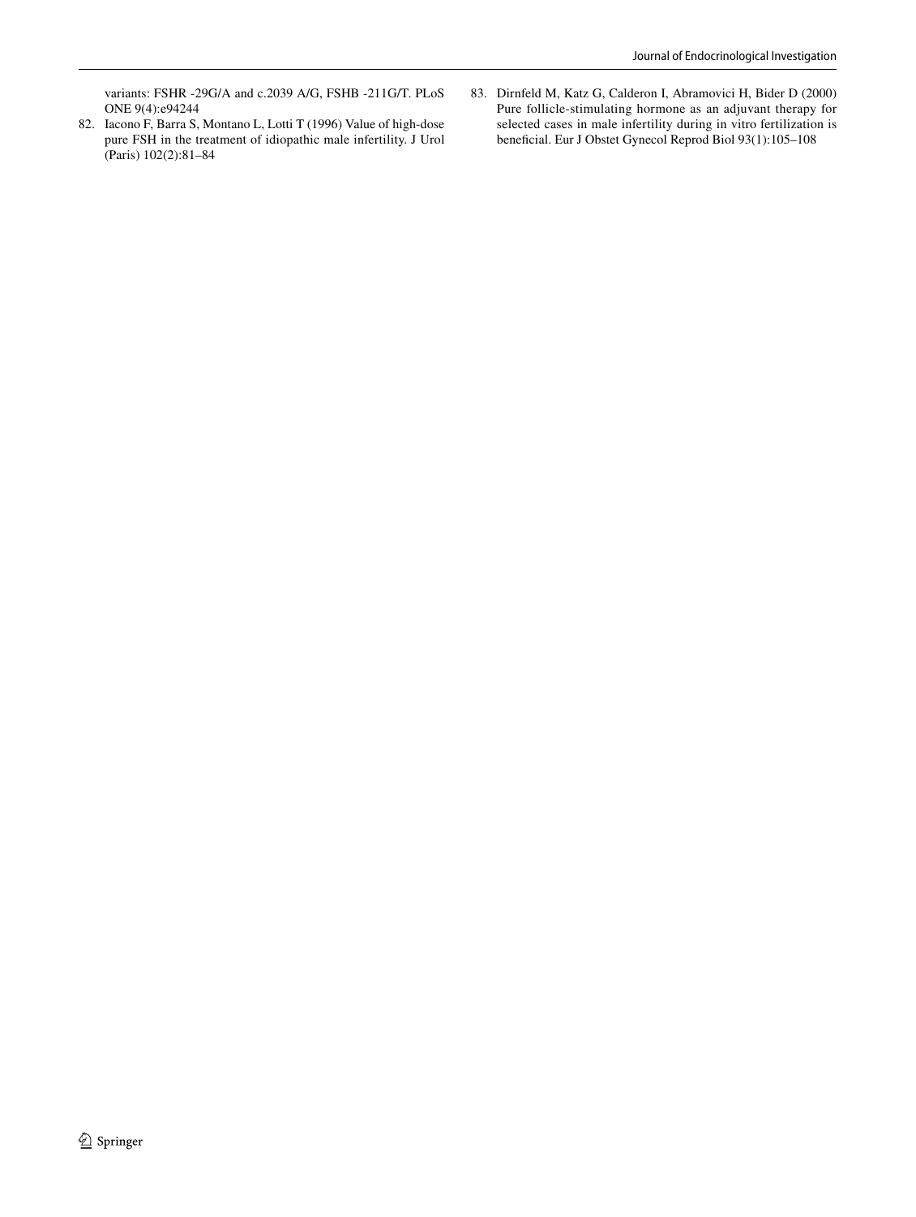variants: FSHR -29G/A and c.2039 A/G, FSHB -211G/T. PLoS ONE 9(4):e94244

82. Iacono F, Barra S, Montano L, Lotti T (1996) Value of high-dose pure FSH in the treatment of idiopathic male infertility. J Urol (Paris) 102(2):81–84
83. Dirnfeld M, Katz G, Calderon I, Abramovici H, Bider D (2000) Pure follicle-stimulating hormone as an adjuvant therapy for selected cases in male infertility during in vitro fertilization is beneficial. Eur J Obstet Gynecol Reprod Biol 93(1):105–108